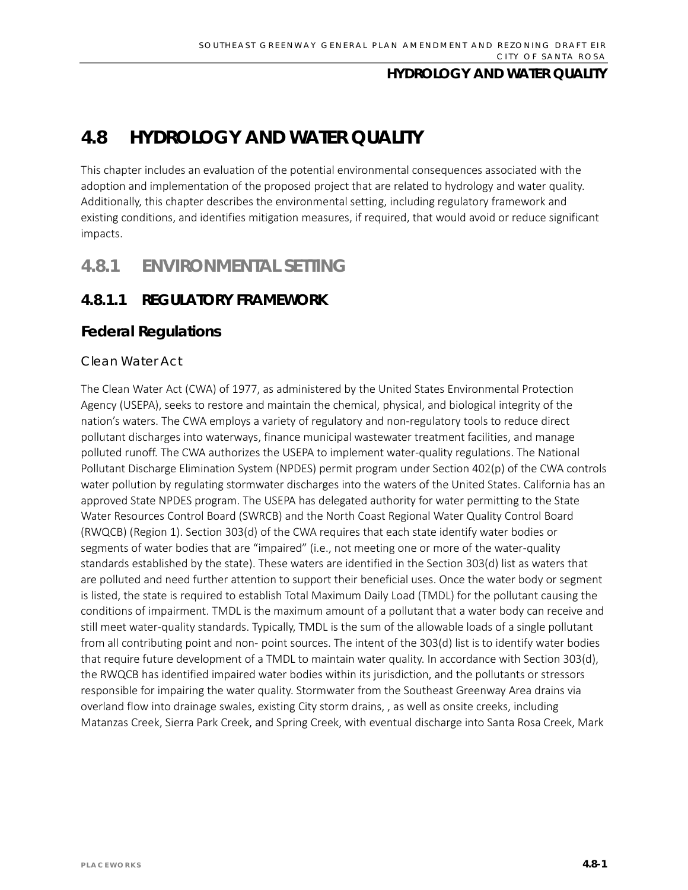# 4.8 HYDROLOGY AND WATER QUALITY

This chapter includes an evaluation of the potential environmental consequences associated with the adoption and implementation of the proposed project that are related to hydrology and water quality. Additionally, this chapter describes the environmental setting, including regulatory framework and existing conditions, and identifies mitigation measures, if required, that would avoid or reduce significant impacts.

## 4.8.1 ENVIRONMENTAL SETTING

### 4.8.1.1 REGULATORY FRAMEWORK

### Federal Regulations

#### Clean Water Act

The Clean Water Act (CWA) of 1977, as administered by the United States Environmental Protection Agency (USEPA), seeks to restore and maintain the chemical, physical, and biological integrity of the nation's waters. The CWA employs a variety of regulatory and non-regulatory tools to reduce direct pollutant discharges into waterways, finance municipal wastewater treatment facilities, and manage polluted runoff. The CWA authorizes the USEPA to implement water-quality regulations. The National Pollutant Discharge Elimination System (NPDES) permit program under Section 402(p) of the CWA controls water pollution by regulating stormwater discharges into the waters of the United States. California has an approved State NPDES program. The USEPA has delegated authority for water permitting to the State Water Resources Control Board (SWRCB) and the North Coast Regional Water Quality Control Board (RWQCB) (Region 1). Section 303(d) of the CWA requires that each state identify water bodies or segments of water bodies that are "impaired" (i.e., not meeting one or more of the water-quality standards established by the state). These waters are identified in the Section 303(d) list as waters that are polluted and need further attention to support their beneficial uses. Once the water body or segment is listed, the state is required to establish Total Maximum Daily Load (TMDL) for the pollutant causing the conditions of impairment. TMDL is the maximum amount of a pollutant that a water body can receive and still meet water-quality standards. Typically, TMDL is the sum of the allowable loads of a single pollutant from all contributing point and non- point sources. The intent of the 303(d) list is to identify water bodies that require future development of a TMDL to maintain water quality. In accordance with Section 303(d), the RWQCB has identified impaired water bodies within its jurisdiction, and the pollutants or stressors responsible for impairing the water quality. Stormwater from the Southeast Greenway Area drains via overland flow into drainage swales, existing City storm drains, , as well as onsite creeks, including Matanzas Creek, Sierra Park Creek, and Spring Creek, with eventual discharge into Santa Rosa Creek, Mark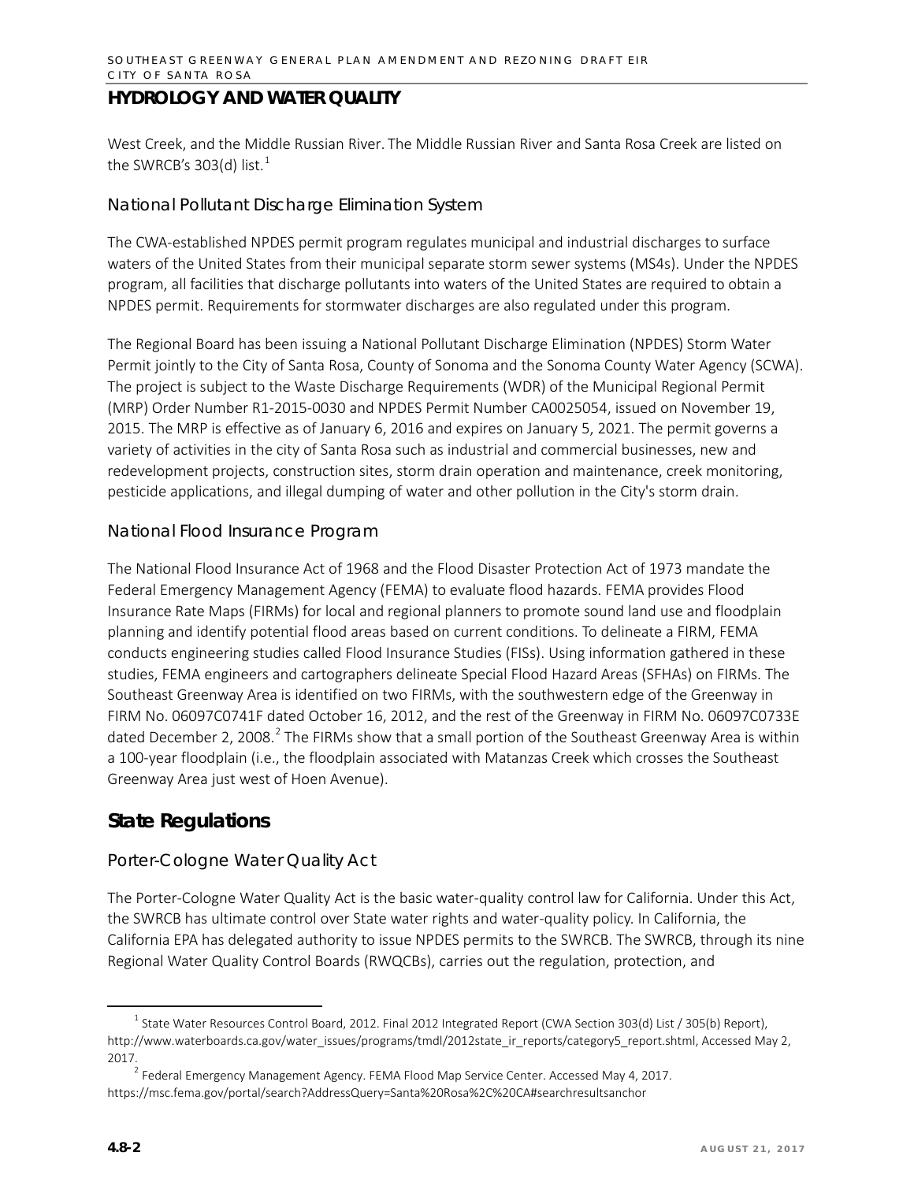## HYDROLOGY AND WATER QUALITY

West Creek, and the Middle Russian River. The Middle Russian River and Santa Rosa Creek are listed on the SWRCB's 303(d) list.[1]

### National Pollutant Discharge Elimination System

The CWA-established NPDES permit program regulates municipal and industrial discharges to surface waters of the United States from their municipal separate storm sewer systems (MS4s). Under the NPDES program, all facilities that discharge pollutants into waters of the United States are required to obtain a NPDES permit. Requirements for stormwater discharges are also regulated under this program.

The Regional Board has been issuing a National Pollutant Discharge Elimination (NPDES) Storm Water Permit jointly to the City of Santa Rosa, County of Sonoma and the Sonoma County Water Agency (SCWA). The project is subject to the Waste Discharge Requirements (WDR) of the Municipal Regional Permit (MRP) Order Number R1-2015-0030 and NPDES Permit Number CA0025054, issued on November 19, 2015. The MRP is effective as of January 6, 2016 and expires on January 5, 2021. The permit governs a variety of activities in the city of Santa Rosa such as industrial and commercial businesses, new and redevelopment projects, construction sites, storm drain operation and maintenance, creek monitoring, pesticide applications, and illegal dumping of water and other pollution in the City's storm drain.

### National Flood Insurance Program

The National Flood Insurance Act of 1968 and the Flood Disaster Protection Act of 1973 mandate the Federal Emergency Management Agency (FEMA) to evaluate flood hazards. FEMA provides Flood Insurance Rate Maps (FIRMs) for local and regional planners to promote sound land use and floodplain planning and identify potential flood areas based on current conditions. To delineate a FIRM, FEMA conducts engineering studies called Flood Insurance Studies (FISs). Using information gathered in these studies, FEMA engineers and cartographers delineate Special Flood Hazard Areas (SFHAs) on FIRMs. The Southeast Greenway Area is identified on two FIRMs, with the southwestern edge of the Greenway in FIRM No. 06097C0741F dated October 16, 2012, and the rest of the Greenway in FIRM No. 06097C0733E dated December 2, 2008.[2] The FIRMs show that a small portion of the Southeast Greenway Area is within a 100-year floodplain (i.e., the floodplain associated with Matanzas Creek which crosses the Southeast Greenway Area just west of Hoen Avenue).

## State Regulations

### Porter-Cologne Water Quality Act

The Porter-Cologne Water Quality Act is the basic water-quality control law for California. Under this Act, the SWRCB has ultimate control over State water rights and water-quality policy. In California, the California EPA has delegated authority to issue NPDES permits to the SWRCB. The SWRCB, through its nine Regional Water Quality Control Boards (RWQCBs), carries out the regulation, protection, and

---

[1] State Water Resources Control Board, 2012. Final 2012 Integrated Report (CWA Section 303(d) List / 305(b) Report), http://www.waterboards.ca.gov/water_issues/programs/tmdl/2012state_ir_reports/category5_report.shtml, Accessed May 2, 2017.

[2] Federal Emergency Management Agency. FEMA Flood Map Service Center. Accessed May 4, 2017. https://msc.fema.gov/portal/search?AddressQuery=Santa%20Rosa%2C%20CA#searchresultsanchor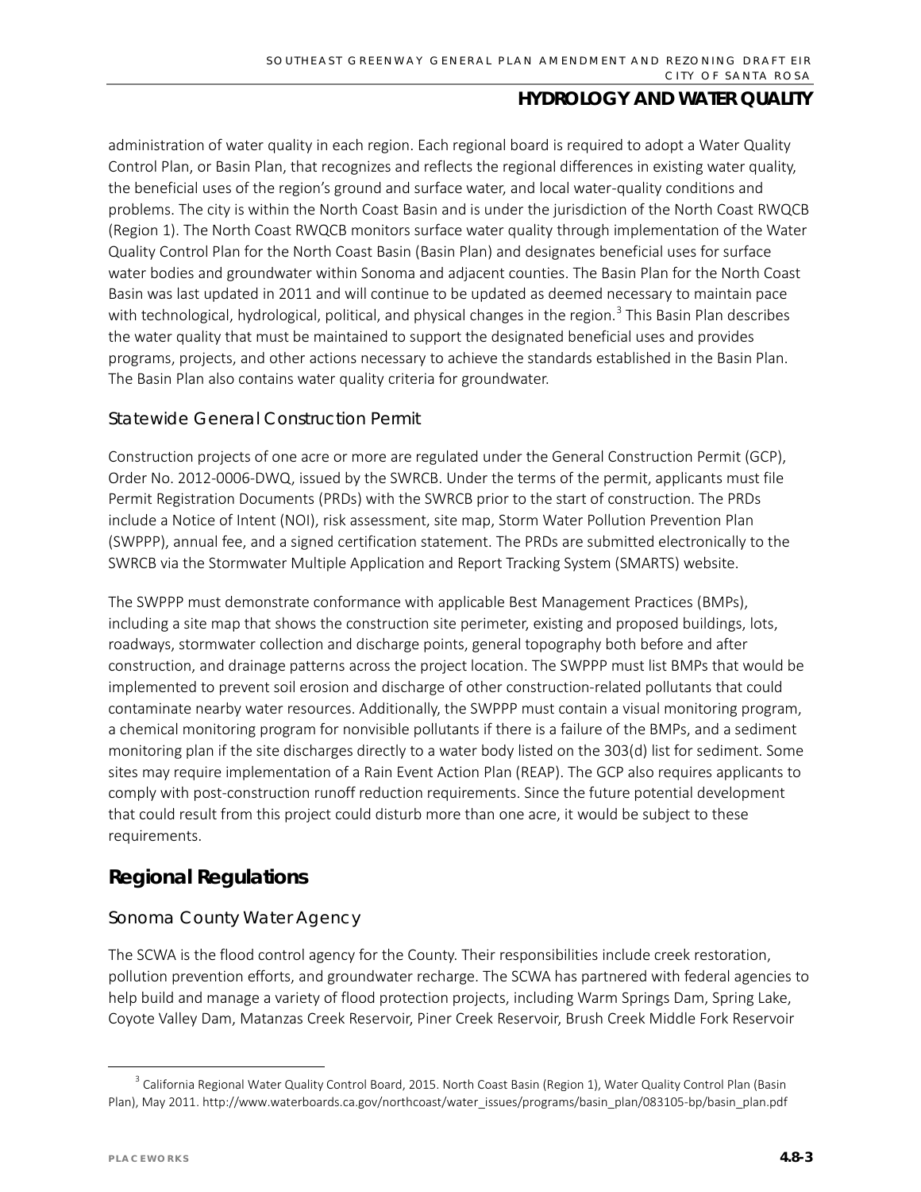administration of water quality in each region. Each regional board is required to adopt a Water Quality Control Plan, or Basin Plan, that recognizes and reflects the regional differences in existing water quality, the beneficial uses of the region's ground and surface water, and local water-quality conditions and problems. The city is within the North Coast Basin and is under the jurisdiction of the North Coast RWQCB (Region 1). The North Coast RWQCB monitors surface water quality through implementation of the Water Quality Control Plan for the North Coast Basin (Basin Plan) and designates beneficial uses for surface water bodies and groundwater within Sonoma and adjacent counties. The Basin Plan for the North Coast Basin was last updated in 2011 and will continue to be updated as deemed necessary to maintain pace with technological, hydrological, political, and physical changes in the region.[3] This Basin Plan describes the water quality that must be maintained to support the designated beneficial uses and provides programs, projects, and other actions necessary to achieve the standards established in the Basin Plan. The Basin Plan also contains water quality criteria for groundwater.

### Statewide General Construction Permit

Construction projects of one acre or more are regulated under the General Construction Permit (GCP), Order No. 2012-0006-DWQ, issued by the SWRCB. Under the terms of the permit, applicants must file Permit Registration Documents (PRDs) with the SWRCB prior to the start of construction. The PRDs include a Notice of Intent (NOI), risk assessment, site map, Storm Water Pollution Prevention Plan (SWPPP), annual fee, and a signed certification statement. The PRDs are submitted electronically to the SWRCB via the Stormwater Multiple Application and Report Tracking System (SMARTS) website.

The SWPPP must demonstrate conformance with applicable Best Management Practices (BMPs), including a site map that shows the construction site perimeter, existing and proposed buildings, lots, roadways, stormwater collection and discharge points, general topography both before and after construction, and drainage patterns across the project location. The SWPPP must list BMPs that would be implemented to prevent soil erosion and discharge of other construction-related pollutants that could contaminate nearby water resources. Additionally, the SWPPP must contain a visual monitoring program, a chemical monitoring program for nonvisible pollutants if there is a failure of the BMPs, and a sediment monitoring plan if the site discharges directly to a water body listed on the 303(d) list for sediment. Some sites may require implementation of a Rain Event Action Plan (REAP). The GCP also requires applicants to comply with post-construction runoff reduction requirements. Since the future potential development that could result from this project could disturb more than one acre, it would be subject to these requirements.

## Regional Regulations

### Sonoma County Water Agency

The SCWA is the flood control agency for the County. Their responsibilities include creek restoration, pollution prevention efforts, and groundwater recharge. The SCWA has partnered with federal agencies to help build and manage a variety of flood protection projects, including Warm Springs Dam, Spring Lake, Coyote Valley Dam, Matanzas Creek Reservoir, Piner Creek Reservoir, Brush Creek Middle Fork Reservoir

---

[3] California Regional Water Quality Control Board, 2015. North Coast Basin (Region 1), Water Quality Control Plan (Basin Plan), May 2011. http://www.waterboards.ca.gov/northcoast/water_issues/programs/basin_plan/083105-bp/basin_plan.pdf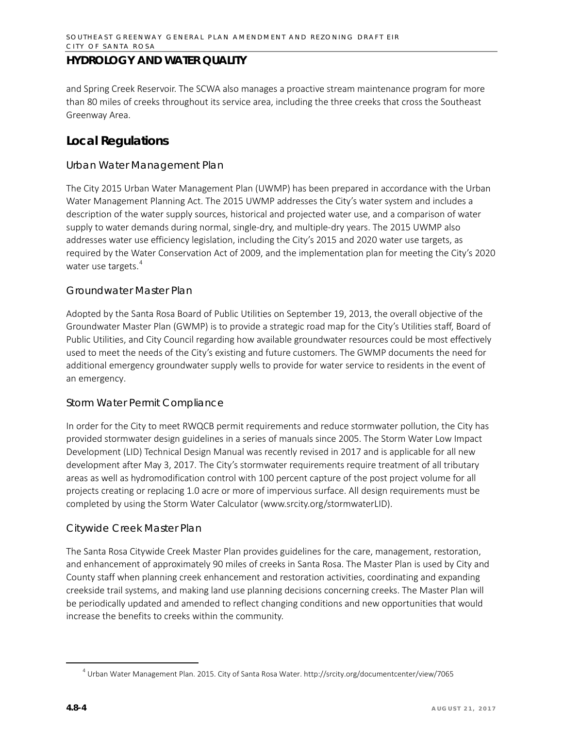and Spring Creek Reservoir. The SCWA also manages a proactive stream maintenance program for more than 80 miles of creeks throughout its service area, including the three creeks that cross the Southeast Greenway Area.

## Local Regulations

### Urban Water Management Plan

The City 2015 Urban Water Management Plan (UWMP) has been prepared in accordance with the Urban Water Management Planning Act. The 2015 UWMP addresses the City's water system and includes a description of the water supply sources, historical and projected water use, and a comparison of water supply to water demands during normal, single-dry, and multiple-dry years. The 2015 UWMP also addresses water use efficiency legislation, including the City's 2015 and 2020 water use targets, as required by the Water Conservation Act of 2009, and the implementation plan for meeting the City's 2020 water use targets.[4]

### Groundwater Master Plan

Adopted by the Santa Rosa Board of Public Utilities on September 19, 2013, the overall objective of the Groundwater Master Plan (GWMP) is to provide a strategic road map for the City's Utilities staff, Board of Public Utilities, and City Council regarding how available groundwater resources could be most effectively used to meet the needs of the City's existing and future customers. The GWMP documents the need for additional emergency groundwater supply wells to provide for water service to residents in the event of an emergency.

### Storm Water Permit Compliance

In order for the City to meet RWQCB permit requirements and reduce stormwater pollution, the City has provided stormwater design guidelines in a series of manuals since 2005. The Storm Water Low Impact Development (LID) Technical Design Manual was recently revised in 2017 and is applicable for all new development after May 3, 2017. The City's stormwater requirements require treatment of all tributary areas as well as hydromodification control with 100 percent capture of the post project volume for all projects creating or replacing 1.0 acre or more of impervious surface. All design requirements must be completed by using the Storm Water Calculator (www.srcity.org/stormwaterLID).

### Citywide Creek Master Plan

The Santa Rosa Citywide Creek Master Plan provides guidelines for the care, management, restoration, and enhancement of approximately 90 miles of creeks in Santa Rosa. The Master Plan is used by City and County staff when planning creek enhancement and restoration activities, coordinating and expanding creekside trail systems, and making land use planning decisions concerning creeks. The Master Plan will be periodically updated and amended to reflect changing conditions and new opportunities that would increase the benefits to creeks within the community.

---

[4] Urban Water Management Plan. 2015. City of Santa Rosa Water. http://srcity.org/documentcenter/view/7065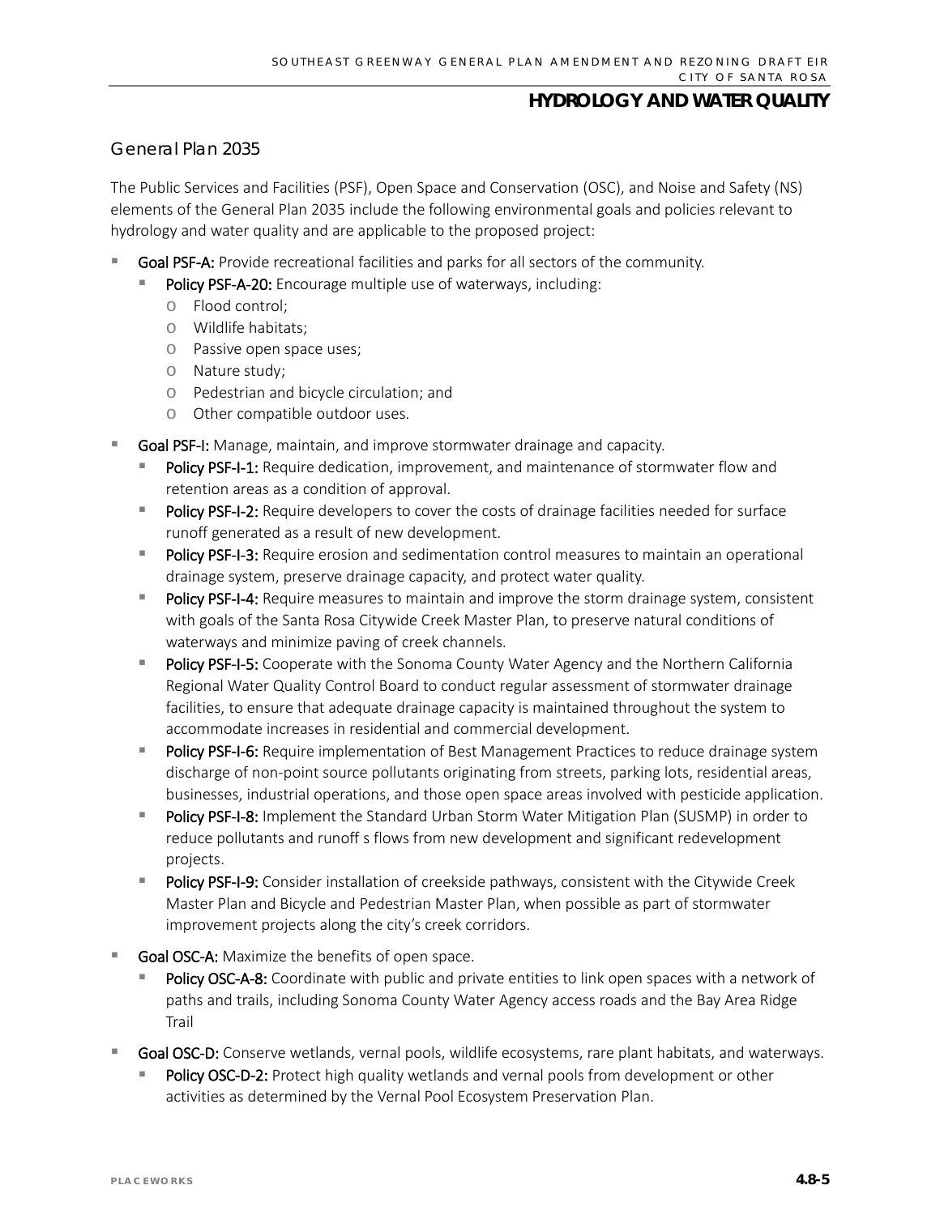### General Plan 2035

The Public Services and Facilities (PSF), Open Space and Conservation (OSC), and Noise and Safety (NS) elements of the General Plan 2035 include the following environmental goals and policies relevant to hydrology and water quality and are applicable to the proposed project:

- **Goal PSF-A:** Provide recreational facilities and parks for all sectors of the community.
  - **Policy PSF-A-20:** Encourage multiple use of waterways, including:
    - Flood control;
    - Wildlife habitats;
    - Passive open space uses;
    - Nature study;
    - Pedestrian and bicycle circulation; and
    - Other compatible outdoor uses.
- **Goal PSF-I:** Manage, maintain, and improve stormwater drainage and capacity.
  - **Policy PSF-I-1:** Require dedication, improvement, and maintenance of stormwater flow and retention areas as a condition of approval.
  - **Policy PSF-I-2:** Require developers to cover the costs of drainage facilities needed for surface runoff generated as a result of new development.
  - **Policy PSF-I-3:** Require erosion and sedimentation control measures to maintain an operational drainage system, preserve drainage capacity, and protect water quality.
  - **Policy PSF-I-4:** Require measures to maintain and improve the storm drainage system, consistent with goals of the Santa Rosa Citywide Creek Master Plan, to preserve natural conditions of waterways and minimize paving of creek channels.
  - **Policy PSF-I-5:** Cooperate with the Sonoma County Water Agency and the Northern California Regional Water Quality Control Board to conduct regular assessment of stormwater drainage facilities, to ensure that adequate drainage capacity is maintained throughout the system to accommodate increases in residential and commercial development.
  - **Policy PSF-I-6:** Require implementation of Best Management Practices to reduce drainage system discharge of non-point source pollutants originating from streets, parking lots, residential areas, businesses, industrial operations, and those open space areas involved with pesticide application.
  - **Policy PSF-I-8:** Implement the Standard Urban Storm Water Mitigation Plan (SUSMP) in order to reduce pollutants and runoff s flows from new development and significant redevelopment projects.
  - **Policy PSF-I-9:** Consider installation of creekside pathways, consistent with the Citywide Creek Master Plan and Bicycle and Pedestrian Master Plan, when possible as part of stormwater improvement projects along the city's creek corridors.
- **Goal OSC-A:** Maximize the benefits of open space.
  - **Policy OSC-A-8:** Coordinate with public and private entities to link open spaces with a network of paths and trails, including Sonoma County Water Agency access roads and the Bay Area Ridge Trail
- **Goal OSC-D:** Conserve wetlands, vernal pools, wildlife ecosystems, rare plant habitats, and waterways.
  - **Policy OSC-D-2:** Protect high quality wetlands and vernal pools from development or other activities as determined by the Vernal Pool Ecosystem Preservation Plan.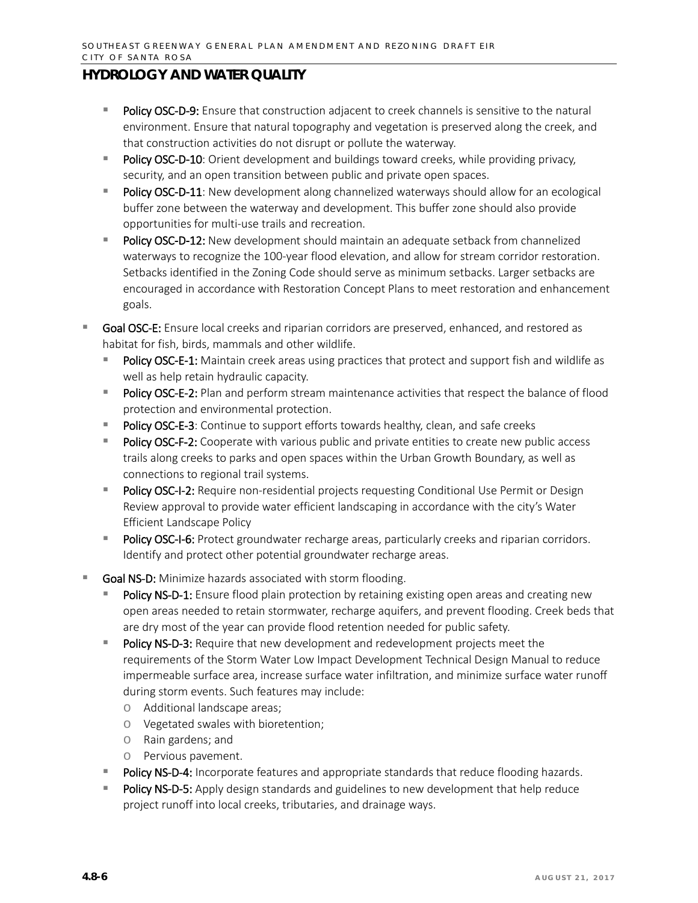## HYDROLOGY AND WATER QUALITY

  - **Policy OSC-D-9:** Ensure that construction adjacent to creek channels is sensitive to the natural environment. Ensure that natural topography and vegetation is preserved along the creek, and that construction activities do not disrupt or pollute the waterway.
  - **Policy OSC-D-10**: Orient development and buildings toward creeks, while providing privacy, security, and an open transition between public and private open spaces.
  - **Policy OSC-D-11**: New development along channelized waterways should allow for an ecological buffer zone between the waterway and development. This buffer zone should also provide opportunities for multi-use trails and recreation.
  - **Policy OSC-D-12:** New development should maintain an adequate setback from channelized waterways to recognize the 100-year flood elevation, and allow for stream corridor restoration. Setbacks identified in the Zoning Code should serve as minimum setbacks. Larger setbacks are encouraged in accordance with Restoration Concept Plans to meet restoration and enhancement goals.
- **Goal OSC-E:** Ensure local creeks and riparian corridors are preserved, enhanced, and restored as habitat for fish, birds, mammals and other wildlife.
  - **Policy OSC-E-1:** Maintain creek areas using practices that protect and support fish and wildlife as well as help retain hydraulic capacity.
  - **Policy OSC-E-2:** Plan and perform stream maintenance activities that respect the balance of flood protection and environmental protection.
  - **Policy OSC-E-3**: Continue to support efforts towards healthy, clean, and safe creeks
  - **Policy OSC-F-2:** Cooperate with various public and private entities to create new public access trails along creeks to parks and open spaces within the Urban Growth Boundary, as well as connections to regional trail systems.
  - **Policy OSC-I-2:** Require non-residential projects requesting Conditional Use Permit or Design Review approval to provide water efficient landscaping in accordance with the city's Water Efficient Landscape Policy
  - **Policy OSC-I-6:** Protect groundwater recharge areas, particularly creeks and riparian corridors. Identify and protect other potential groundwater recharge areas.
- **Goal NS-D:** Minimize hazards associated with storm flooding.
  - **Policy NS-D-1:** Ensure flood plain protection by retaining existing open areas and creating new open areas needed to retain stormwater, recharge aquifers, and prevent flooding. Creek beds that are dry most of the year can provide flood retention needed for public safety.
  - **Policy NS-D-3:** Require that new development and redevelopment projects meet the requirements of the Storm Water Low Impact Development Technical Design Manual to reduce impermeable surface area, increase surface water infiltration, and minimize surface water runoff during storm events. Such features may include:
    - Additional landscape areas;
    - Vegetated swales with bioretention;
    - Rain gardens; and
    - Pervious pavement.
  - **Policy NS-D-4:** Incorporate features and appropriate standards that reduce flooding hazards.
  - **Policy NS-D-5:** Apply design standards and guidelines to new development that help reduce project runoff into local creeks, tributaries, and drainage ways.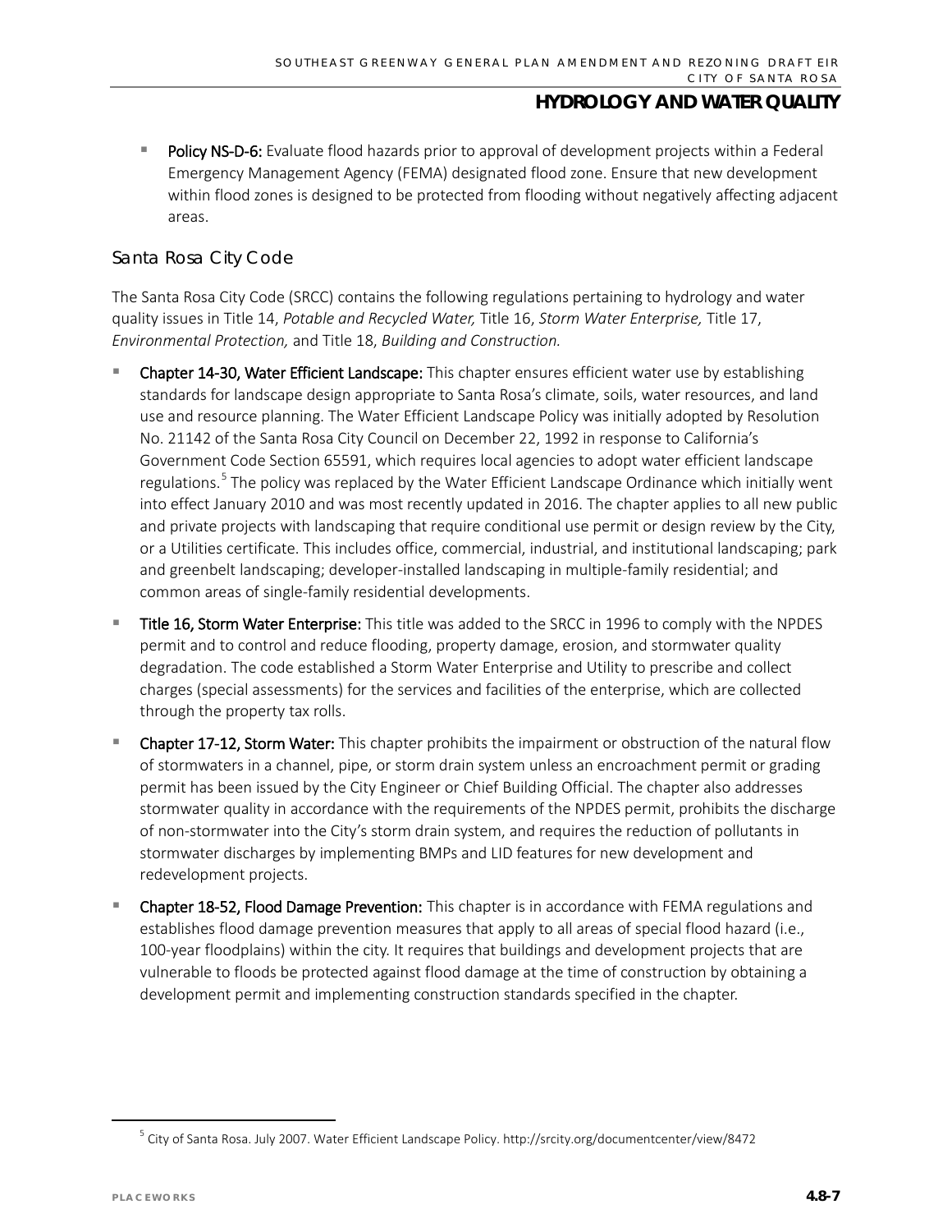- **Policy NS-D-6:** Evaluate flood hazards prior to approval of development projects within a Federal Emergency Management Agency (FEMA) designated flood zone. Ensure that new development within flood zones is designed to be protected from flooding without negatively affecting adjacent areas.

### Santa Rosa City Code

The Santa Rosa City Code (SRCC) contains the following regulations pertaining to hydrology and water quality issues in Title 14, *Potable and Recycled Water,* Title 16, *Storm Water Enterprise,* Title 17, *Environmental Protection,* and Title 18, *Building and Construction.*

- **Chapter 14-30, Water Efficient Landscape:** This chapter ensures efficient water use by establishing standards for landscape design appropriate to Santa Rosa's climate, soils, water resources, and land use and resource planning. The Water Efficient Landscape Policy was initially adopted by Resolution No. 21142 of the Santa Rosa City Council on December 22, 1992 in response to California's Government Code Section 65591, which requires local agencies to adopt water efficient landscape regulations.[5] The policy was replaced by the Water Efficient Landscape Ordinance which initially went into effect January 2010 and was most recently updated in 2016. The chapter applies to all new public and private projects with landscaping that require conditional use permit or design review by the City, or a Utilities certificate. This includes office, commercial, industrial, and institutional landscaping; park and greenbelt landscaping; developer-installed landscaping in multiple-family residential; and common areas of single-family residential developments.
- **Title 16, Storm Water Enterprise:** This title was added to the SRCC in 1996 to comply with the NPDES permit and to control and reduce flooding, property damage, erosion, and stormwater quality degradation. The code established a Storm Water Enterprise and Utility to prescribe and collect charges (special assessments) for the services and facilities of the enterprise, which are collected through the property tax rolls.
- **Chapter 17-12, Storm Water:** This chapter prohibits the impairment or obstruction of the natural flow of stormwaters in a channel, pipe, or storm drain system unless an encroachment permit or grading permit has been issued by the City Engineer or Chief Building Official. The chapter also addresses stormwater quality in accordance with the requirements of the NPDES permit, prohibits the discharge of non-stormwater into the City's storm drain system, and requires the reduction of pollutants in stormwater discharges by implementing BMPs and LID features for new development and redevelopment projects.
- **Chapter 18-52, Flood Damage Prevention:** This chapter is in accordance with FEMA regulations and establishes flood damage prevention measures that apply to all areas of special flood hazard (i.e., 100-year floodplains) within the city. It requires that buildings and development projects that are vulnerable to floods be protected against flood damage at the time of construction by obtaining a development permit and implementing construction standards specified in the chapter.

---

[5] City of Santa Rosa. July 2007. Water Efficient Landscape Policy. http://srcity.org/documentcenter/view/8472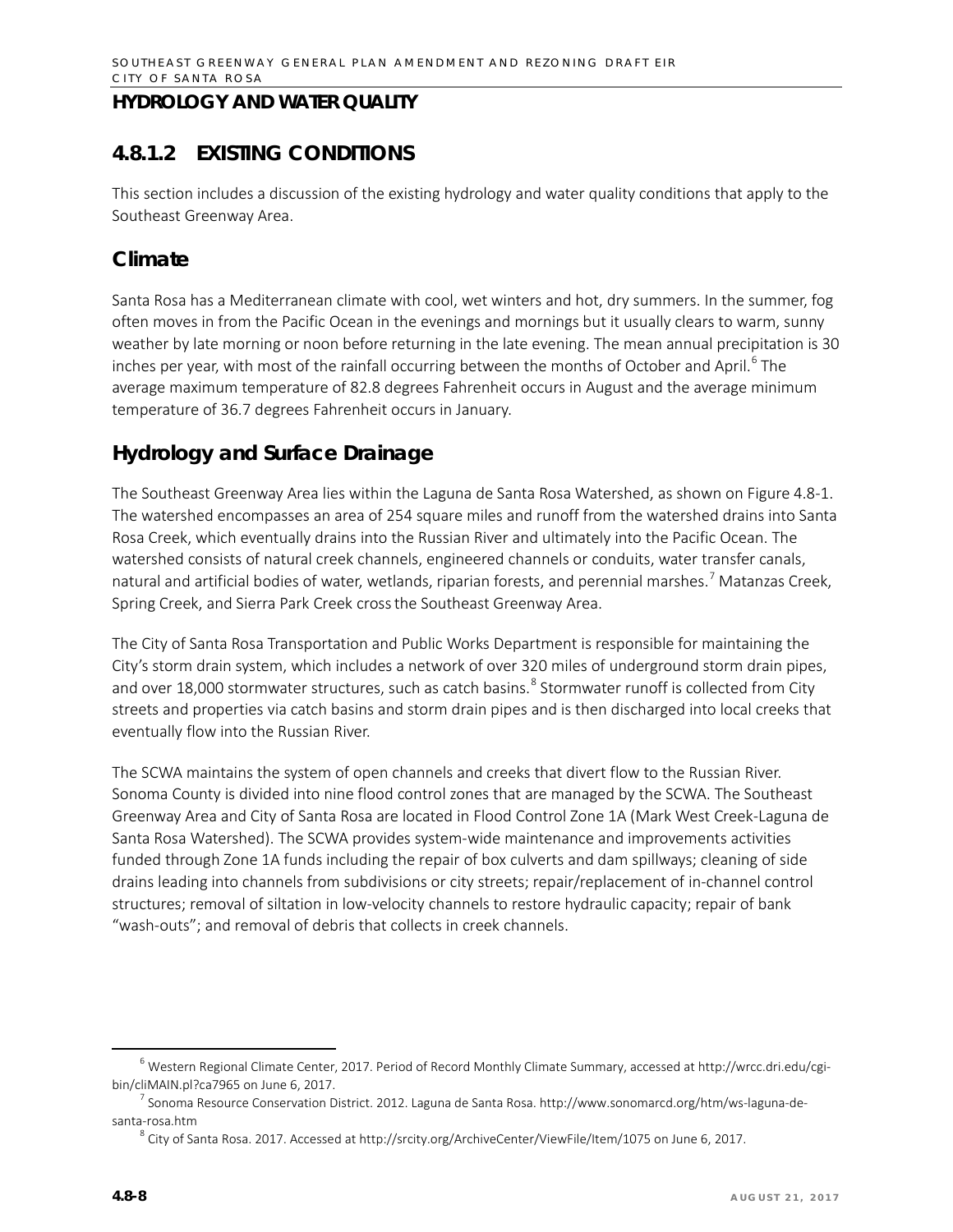## HYDROLOGY AND WATER QUALITY

## 4.8.1.2 EXISTING CONDITIONS

This section includes a discussion of the existing hydrology and water quality conditions that apply to the Southeast Greenway Area.

### Climate

Santa Rosa has a Mediterranean climate with cool, wet winters and hot, dry summers. In the summer, fog often moves in from the Pacific Ocean in the evenings and mornings but it usually clears to warm, sunny weather by late morning or noon before returning in the late evening. The mean annual precipitation is 30 inches per year, with most of the rainfall occurring between the months of October and April.[6] The average maximum temperature of 82.8 degrees Fahrenheit occurs in August and the average minimum temperature of 36.7 degrees Fahrenheit occurs in January.

### Hydrology and Surface Drainage

The Southeast Greenway Area lies within the Laguna de Santa Rosa Watershed, as shown on Figure 4.8-1. The watershed encompasses an area of 254 square miles and runoff from the watershed drains into Santa Rosa Creek, which eventually drains into the Russian River and ultimately into the Pacific Ocean. The watershed consists of natural creek channels, engineered channels or conduits, water transfer canals, natural and artificial bodies of water, wetlands, riparian forests, and perennial marshes.[7] Matanzas Creek, Spring Creek, and Sierra Park Creek cross the Southeast Greenway Area.

The City of Santa Rosa Transportation and Public Works Department is responsible for maintaining the City's storm drain system, which includes a network of over 320 miles of underground storm drain pipes, and over 18,000 stormwater structures, such as catch basins.[8] Stormwater runoff is collected from City streets and properties via catch basins and storm drain pipes and is then discharged into local creeks that eventually flow into the Russian River.

The SCWA maintains the system of open channels and creeks that divert flow to the Russian River. Sonoma County is divided into nine flood control zones that are managed by the SCWA. The Southeast Greenway Area and City of Santa Rosa are located in Flood Control Zone 1A (Mark West Creek-Laguna de Santa Rosa Watershed). The SCWA provides system-wide maintenance and improvements activities funded through Zone 1A funds including the repair of box culverts and dam spillways; cleaning of side drains leading into channels from subdivisions or city streets; repair/replacement of in-channel control structures; removal of siltation in low-velocity channels to restore hydraulic capacity; repair of bank "wash-outs"; and removal of debris that collects in creek channels.

---

[6] Western Regional Climate Center, 2017. Period of Record Monthly Climate Summary, accessed at http://wrcc.dri.edu/cgi-bin/cliMAIN.pl?ca7965 on June 6, 2017.

[7] Sonoma Resource Conservation District. 2012. Laguna de Santa Rosa. http://www.sonomarcd.org/htm/ws-laguna-de-santa-rosa.htm

[8] City of Santa Rosa. 2017. Accessed at http://srcity.org/ArchiveCenter/ViewFile/Item/1075 on June 6, 2017.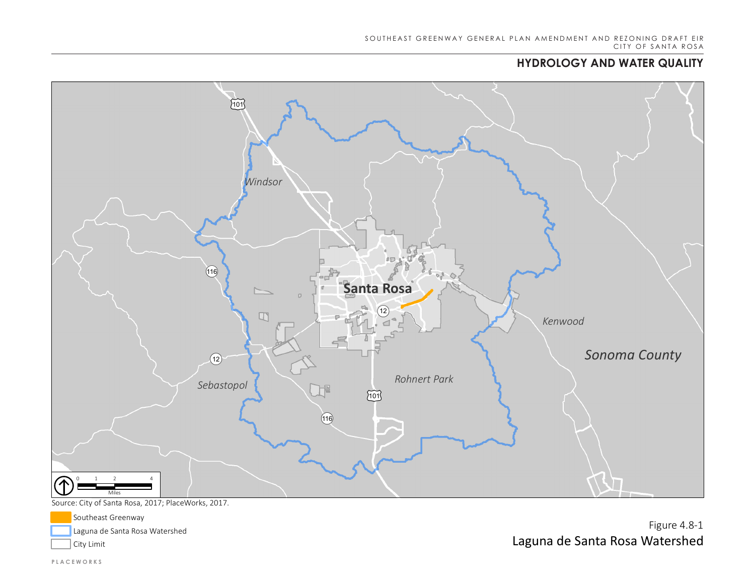Source: City of Santa Rosa, 2017; PlaceWorks, 2017.

Southeast Greenway

Laguna de Santa Rosa Watershed

City Limit

Figure 4.8-1
Laguna de Santa Rosa Watershed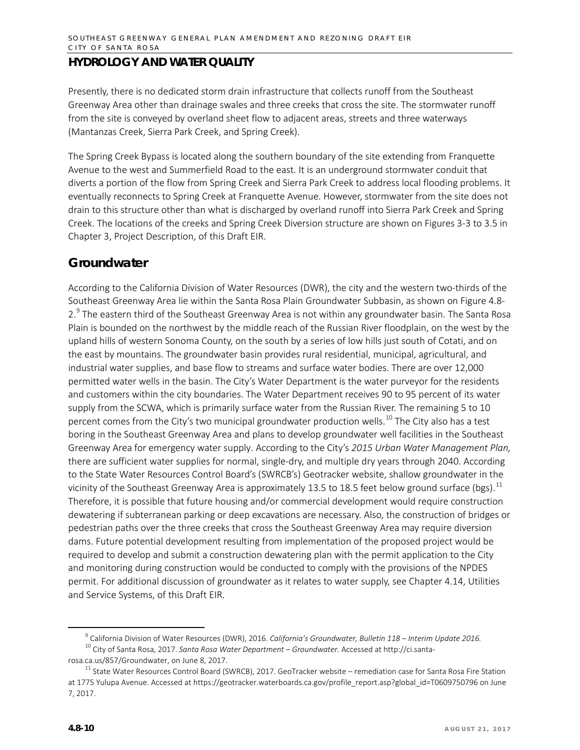## HYDROLOGY AND WATER QUALITY

Presently, there is no dedicated storm drain infrastructure that collects runoff from the Southeast Greenway Area other than drainage swales and three creeks that cross the site. The stormwater runoff from the site is conveyed by overland sheet flow to adjacent areas, streets and three waterways (Mantanzas Creek, Sierra Park Creek, and Spring Creek).

The Spring Creek Bypass is located along the southern boundary of the site extending from Franquette Avenue to the west and Summerfield Road to the east. It is an underground stormwater conduit that diverts a portion of the flow from Spring Creek and Sierra Park Creek to address local flooding problems. It eventually reconnects to Spring Creek at Franquette Avenue. However, stormwater from the site does not drain to this structure other than what is discharged by overland runoff into Sierra Park Creek and Spring Creek. The locations of the creeks and Spring Creek Diversion structure are shown on Figures 3-3 to 3.5 in Chapter 3, Project Description, of this Draft EIR.

## Groundwater

According to the California Division of Water Resources (DWR), the city and the western two-thirds of the Southeast Greenway Area lie within the Santa Rosa Plain Groundwater Subbasin, as shown on Figure 4.8-2.[9] The eastern third of the Southeast Greenway Area is not within any groundwater basin. The Santa Rosa Plain is bounded on the northwest by the middle reach of the Russian River floodplain, on the west by the upland hills of western Sonoma County, on the south by a series of low hills just south of Cotati, and on the east by mountains. The groundwater basin provides rural residential, municipal, agricultural, and industrial water supplies, and base flow to streams and surface water bodies. There are over 12,000 permitted water wells in the basin. The City's Water Department is the water purveyor for the residents and customers within the city boundaries. The Water Department receives 90 to 95 percent of its water supply from the SCWA, which is primarily surface water from the Russian River. The remaining 5 to 10 percent comes from the City's two municipal groundwater production wells.[10] The City also has a test boring in the Southeast Greenway Area and plans to develop groundwater well facilities in the Southeast Greenway Area for emergency water supply. According to the City's *2015 Urban Water Management Plan,* there are sufficient water supplies for normal, single-dry, and multiple dry years through 2040. According to the State Water Resources Control Board's (SWRCB's) Geotracker website, shallow groundwater in the vicinity of the Southeast Greenway Area is approximately 13.5 to 18.5 feet below ground surface (bgs).[11] Therefore, it is possible that future housing and/or commercial development would require construction dewatering if subterranean parking or deep excavations are necessary. Also, the construction of bridges or pedestrian paths over the three creeks that cross the Southeast Greenway Area may require diversion dams. Future potential development resulting from implementation of the proposed project would be required to develop and submit a construction dewatering plan with the permit application to the City and monitoring during construction would be conducted to comply with the provisions of the NPDES permit. For additional discussion of groundwater as it relates to water supply, see Chapter 4.14, Utilities and Service Systems, of this Draft EIR.

---

[9] California Division of Water Resources (DWR), 2016. *California's Groundwater, Bulletin 118 – Interim Update 2016.*

[10] City of Santa Rosa, 2017. *Santa Rosa Water Department – Groundwater.* Accessed at http://ci.santa-rosa.ca.us/857/Groundwater, on June 8, 2017.

[11] State Water Resources Control Board (SWRCB), 2017. GeoTracker website – remediation case for Santa Rosa Fire Station at 1775 Yulupa Avenue. Accessed at https://geotracker.waterboards.ca.gov/profile_report.asp?global_id=T0609750796 on June 7, 2017.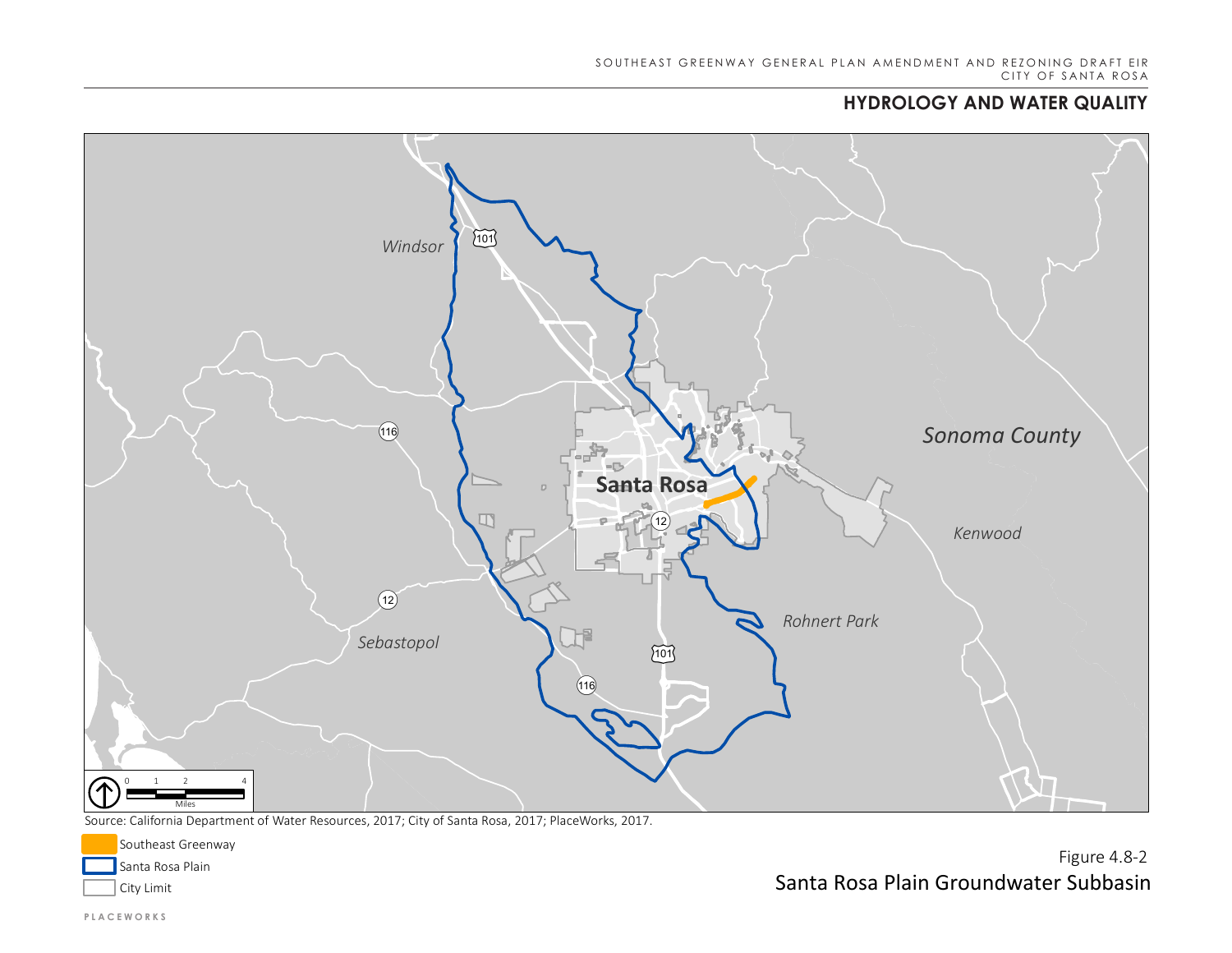## HYDROLOGY AND WATER QUALITY

Windsor

Sonoma County

Santa Rosa

Kenwood

Rohnert Park

Sebastopol

Source: California Department of Water Resources, 2017; City of Santa Rosa, 2017; PlaceWorks, 2017.

Southeast Greenway

Santa Rosa Plain

City Limit

Figure 4.8-2
Santa Rosa Plain Groundwater Subbasin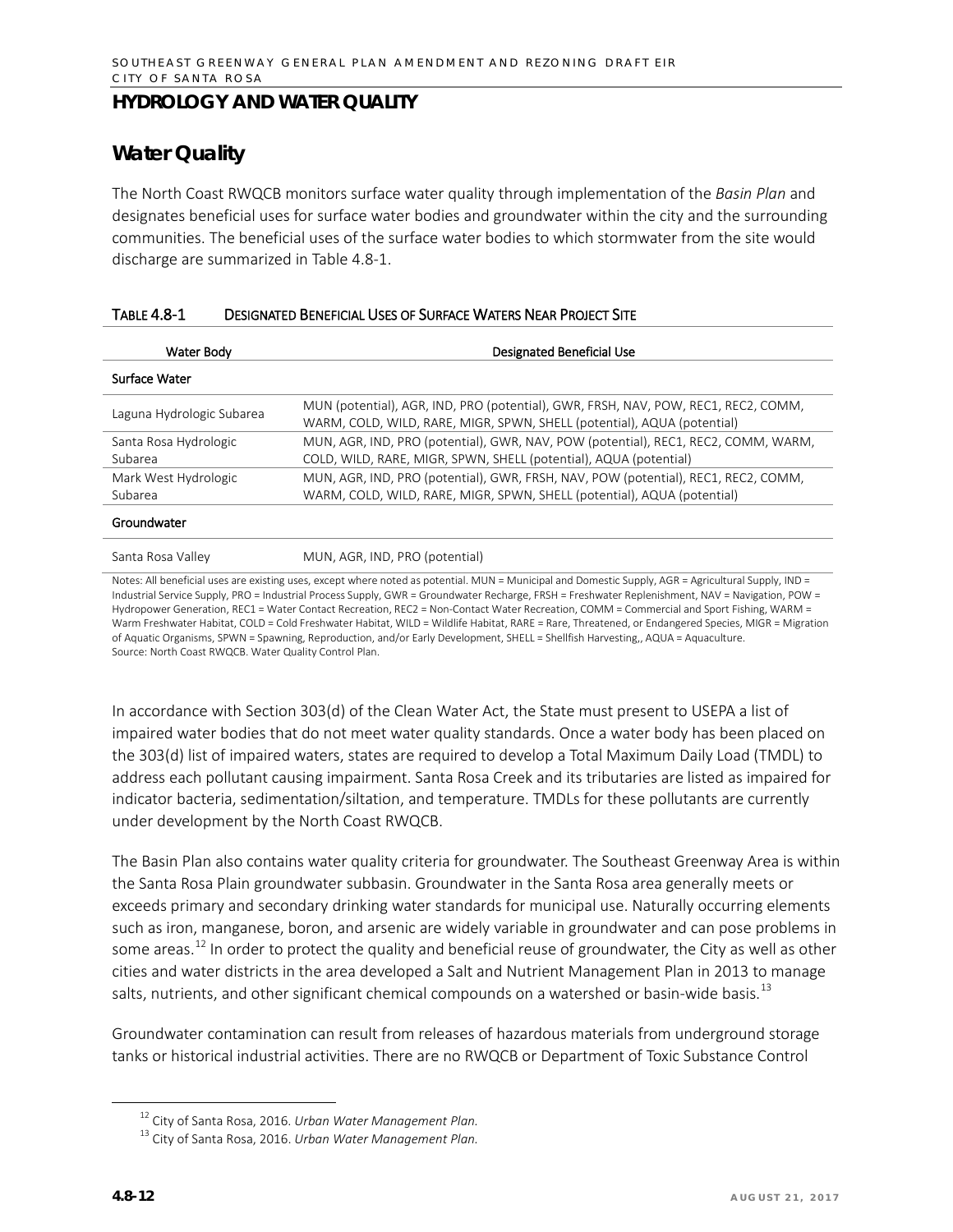## HYDROLOGY AND WATER QUALITY

### Water Quality

The North Coast RWQCB monitors surface water quality through implementation of the *Basin Plan* and designates beneficial uses for surface water bodies and groundwater within the city and the surrounding communities. The beneficial uses of the surface water bodies to which stormwater from the site would discharge are summarized in Table 4.8-1.

TABLE 4.8-1 DESIGNATED BENEFICIAL USES OF SURFACE WATERS NEAR PROJECT SITE

| Water Body | Designated Beneficial Use |
|---|---|
| **Surface Water** | |
| Laguna Hydrologic Subarea | MUN (potential), AGR, IND, PRO (potential), GWR, FRSH, NAV, POW, REC1, REC2, COMM, WARM, COLD, WILD, RARE, MIGR, SPWN, SHELL (potential), AQUA (potential) |
| Santa Rosa Hydrologic Subarea | MUN, AGR, IND, PRO (potential), GWR, NAV, POW (potential), REC1, REC2, COMM, WARM, COLD, WILD, RARE, MIGR, SPWN, SHELL (potential), AQUA (potential) |
| Mark West Hydrologic Subarea | MUN, AGR, IND, PRO (potential), GWR, FRSH, NAV, POW (potential), REC1, REC2, COMM, WARM, COLD, WILD, RARE, MIGR, SPWN, SHELL (potential), AQUA (potential) |
| **Groundwater** | |
| Santa Rosa Valley | MUN, AGR, IND, PRO (potential) |

Notes: All beneficial uses are existing uses, except where noted as potential. MUN = Municipal and Domestic Supply, AGR = Agricultural Supply, IND = Industrial Service Supply, PRO = Industrial Process Supply, GWR = Groundwater Recharge, FRSH = Freshwater Replenishment, NAV = Navigation, POW = Hydropower Generation, REC1 = Water Contact Recreation, REC2 = Non-Contact Water Recreation, COMM = Commercial and Sport Fishing, WARM = Warm Freshwater Habitat, COLD = Cold Freshwater Habitat, WILD = Wildlife Habitat, RARE = Rare, Threatened, or Endangered Species, MIGR = Migration of Aquatic Organisms, SPWN = Spawning, Reproduction, and/or Early Development, SHELL = Shellfish Harvesting,, AQUA = Aquaculture.
Source: North Coast RWQCB. Water Quality Control Plan.

In accordance with Section 303(d) of the Clean Water Act, the State must present to USEPA a list of impaired water bodies that do not meet water quality standards. Once a water body has been placed on the 303(d) list of impaired waters, states are required to develop a Total Maximum Daily Load (TMDL) to address each pollutant causing impairment. Santa Rosa Creek and its tributaries are listed as impaired for indicator bacteria, sedimentation/siltation, and temperature. TMDLs for these pollutants are currently under development by the North Coast RWQCB.

The Basin Plan also contains water quality criteria for groundwater. The Southeast Greenway Area is within the Santa Rosa Plain groundwater subbasin. Groundwater in the Santa Rosa area generally meets or exceeds primary and secondary drinking water standards for municipal use. Naturally occurring elements such as iron, manganese, boron, and arsenic are widely variable in groundwater and can pose problems in some areas.[12] In order to protect the quality and beneficial reuse of groundwater, the City as well as other cities and water districts in the area developed a Salt and Nutrient Management Plan in 2013 to manage salts, nutrients, and other significant chemical compounds on a watershed or basin-wide basis.[13]

Groundwater contamination can result from releases of hazardous materials from underground storage tanks or historical industrial activities. There are no RWQCB or Department of Toxic Substance Control

[12] City of Santa Rosa, 2016. *Urban Water Management Plan.*
[13] City of Santa Rosa, 2016. *Urban Water Management Plan.*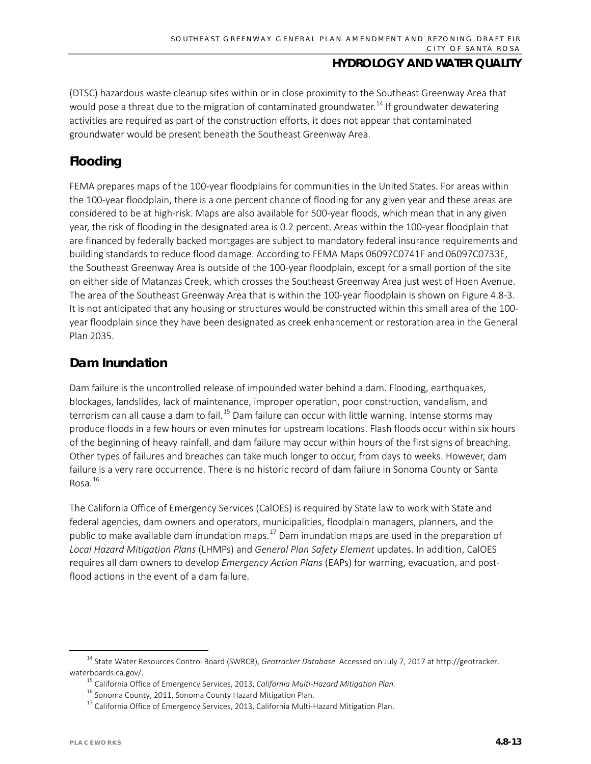(DTSC) hazardous waste cleanup sites within or in close proximity to the Southeast Greenway Area that would pose a threat due to the migration of contaminated groundwater.[14] If groundwater dewatering activities are required as part of the construction efforts, it does not appear that contaminated groundwater would be present beneath the Southeast Greenway Area.

## Flooding

FEMA prepares maps of the 100-year floodplains for communities in the United States. For areas within the 100-year floodplain, there is a one percent chance of flooding for any given year and these areas are considered to be at high-risk. Maps are also available for 500-year floods, which mean that in any given year, the risk of flooding in the designated area is 0.2 percent. Areas within the 100-year floodplain that are financed by federally backed mortgages are subject to mandatory federal insurance requirements and building standards to reduce flood damage. According to FEMA Maps 06097C0741F and 06097C0733E, the Southeast Greenway Area is outside of the 100-year floodplain, except for a small portion of the site on either side of Matanzas Creek, which crosses the Southeast Greenway Area just west of Hoen Avenue. The area of the Southeast Greenway Area that is within the 100-year floodplain is shown on Figure 4.8-3. It is not anticipated that any housing or structures would be constructed within this small area of the 100-year floodplain since they have been designated as creek enhancement or restoration area in the General Plan 2035.

## Dam Inundation

Dam failure is the uncontrolled release of impounded water behind a dam. Flooding, earthquakes, blockages, landslides, lack of maintenance, improper operation, poor construction, vandalism, and terrorism can all cause a dam to fail.[15] Dam failure can occur with little warning. Intense storms may produce floods in a few hours or even minutes for upstream locations. Flash floods occur within six hours of the beginning of heavy rainfall, and dam failure may occur within hours of the first signs of breaching. Other types of failures and breaches can take much longer to occur, from days to weeks. However, dam failure is a very rare occurrence. There is no historic record of dam failure in Sonoma County or Santa Rosa.[16]

The California Office of Emergency Services (CalOES) is required by State law to work with State and federal agencies, dam owners and operators, municipalities, floodplain managers, planners, and the public to make available dam inundation maps.[17] Dam inundation maps are used in the preparation of *Local Hazard Mitigation Plans* (LHMPs) and *General Plan Safety Element* updates. In addition, CalOES requires all dam owners to develop *Emergency Action Plans* (EAPs) for warning, evacuation, and post-flood actions in the event of a dam failure.

---

[14] State Water Resources Control Board (SWRCB), *Geotracker Database.* Accessed on July 7, 2017 at http://geotracker.waterboards.ca.gov/.

[15] California Office of Emergency Services, 2013, *California Multi-Hazard Mitigation Plan*.

[16] Sonoma County, 2011, Sonoma County Hazard Mitigation Plan.

[17] California Office of Emergency Services, 2013, California Multi-Hazard Mitigation Plan.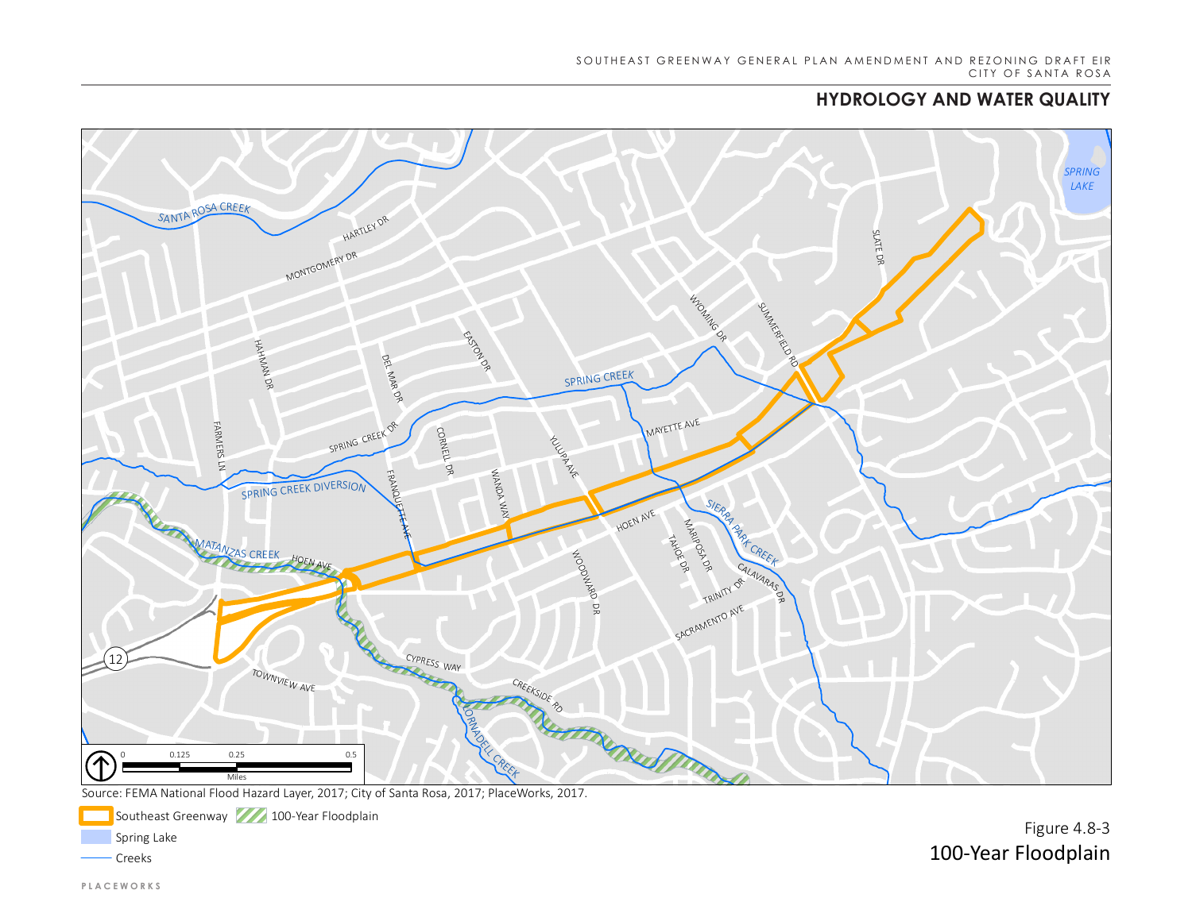## HYDROLOGY AND WATER QUALITY

Source: FEMA National Flood Hazard Layer, 2017; City of Santa Rosa, 2017; PlaceWorks, 2017.

Southeast Greenway | 100-Year Floodplain | Spring Lake | Creeks

Figure 4.8-3
100-Year Floodplain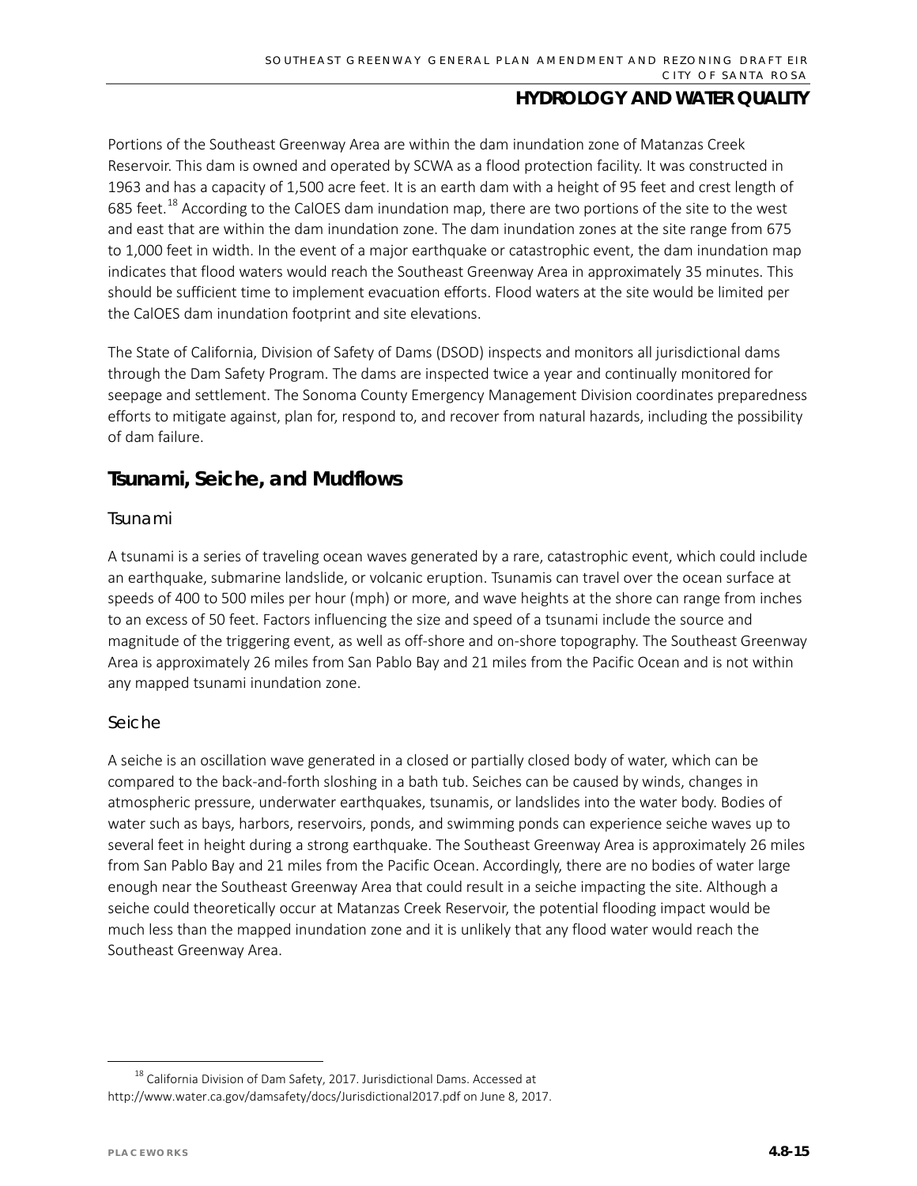Portions of the Southeast Greenway Area are within the dam inundation zone of Matanzas Creek Reservoir. This dam is owned and operated by SCWA as a flood protection facility. It was constructed in 1963 and has a capacity of 1,500 acre feet. It is an earth dam with a height of 95 feet and crest length of 685 feet.[18] According to the CalOES dam inundation map, there are two portions of the site to the west and east that are within the dam inundation zone. The dam inundation zones at the site range from 675 to 1,000 feet in width. In the event of a major earthquake or catastrophic event, the dam inundation map indicates that flood waters would reach the Southeast Greenway Area in approximately 35 minutes. This should be sufficient time to implement evacuation efforts. Flood waters at the site would be limited per the CalOES dam inundation footprint and site elevations.

The State of California, Division of Safety of Dams (DSOD) inspects and monitors all jurisdictional dams through the Dam Safety Program. The dams are inspected twice a year and continually monitored for seepage and settlement. The Sonoma County Emergency Management Division coordinates preparedness efforts to mitigate against, plan for, respond to, and recover from natural hazards, including the possibility of dam failure.

## Tsunami, Seiche, and Mudflows

### Tsunami

A tsunami is a series of traveling ocean waves generated by a rare, catastrophic event, which could include an earthquake, submarine landslide, or volcanic eruption. Tsunamis can travel over the ocean surface at speeds of 400 to 500 miles per hour (mph) or more, and wave heights at the shore can range from inches to an excess of 50 feet. Factors influencing the size and speed of a tsunami include the source and magnitude of the triggering event, as well as off-shore and on-shore topography. The Southeast Greenway Area is approximately 26 miles from San Pablo Bay and 21 miles from the Pacific Ocean and is not within any mapped tsunami inundation zone.

### Seiche

A seiche is an oscillation wave generated in a closed or partially closed body of water, which can be compared to the back-and-forth sloshing in a bath tub. Seiches can be caused by winds, changes in atmospheric pressure, underwater earthquakes, tsunamis, or landslides into the water body. Bodies of water such as bays, harbors, reservoirs, ponds, and swimming ponds can experience seiche waves up to several feet in height during a strong earthquake. The Southeast Greenway Area is approximately 26 miles from San Pablo Bay and 21 miles from the Pacific Ocean. Accordingly, there are no bodies of water large enough near the Southeast Greenway Area that could result in a seiche impacting the site. Although a seiche could theoretically occur at Matanzas Creek Reservoir, the potential flooding impact would be much less than the mapped inundation zone and it is unlikely that any flood water would reach the Southeast Greenway Area.

---

[18] California Division of Dam Safety, 2017. Jurisdictional Dams. Accessed at http://www.water.ca.gov/damsafety/docs/Jurisdictional2017.pdf on June 8, 2017.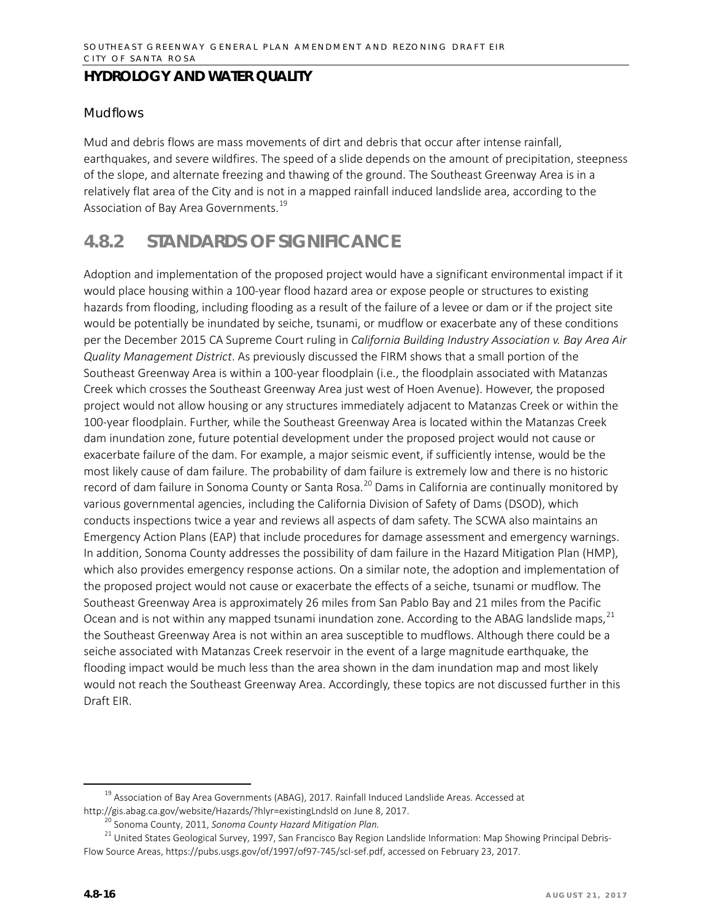#### Mudflows

Mud and debris flows are mass movements of dirt and debris that occur after intense rainfall, earthquakes, and severe wildfires. The speed of a slide depends on the amount of precipitation, steepness of the slope, and alternate freezing and thawing of the ground. The Southeast Greenway Area is in a relatively flat area of the City and is not in a mapped rainfall induced landslide area, according to the Association of Bay Area Governments.[19]

## 4.8.2 STANDARDS OF SIGNIFICANCE

Adoption and implementation of the proposed project would have a significant environmental impact if it would place housing within a 100-year flood hazard area or expose people or structures to existing hazards from flooding, including flooding as a result of the failure of a levee or dam or if the project site would be potentially be inundated by seiche, tsunami, or mudflow or exacerbate any of these conditions per the December 2015 CA Supreme Court ruling in *California Building Industry Association v. Bay Area Air Quality Management District*. As previously discussed the FIRM shows that a small portion of the Southeast Greenway Area is within a 100-year floodplain (i.e., the floodplain associated with Matanzas Creek which crosses the Southeast Greenway Area just west of Hoen Avenue). However, the proposed project would not allow housing or any structures immediately adjacent to Matanzas Creek or within the 100-year floodplain. Further, while the Southeast Greenway Area is located within the Matanzas Creek dam inundation zone, future potential development under the proposed project would not cause or exacerbate failure of the dam. For example, a major seismic event, if sufficiently intense, would be the most likely cause of dam failure. The probability of dam failure is extremely low and there is no historic record of dam failure in Sonoma County or Santa Rosa.[20] Dams in California are continually monitored by various governmental agencies, including the California Division of Safety of Dams (DSOD), which conducts inspections twice a year and reviews all aspects of dam safety. The SCWA also maintains an Emergency Action Plans (EAP) that include procedures for damage assessment and emergency warnings. In addition, Sonoma County addresses the possibility of dam failure in the Hazard Mitigation Plan (HMP), which also provides emergency response actions. On a similar note, the adoption and implementation of the proposed project would not cause or exacerbate the effects of a seiche, tsunami or mudflow. The Southeast Greenway Area is approximately 26 miles from San Pablo Bay and 21 miles from the Pacific Ocean and is not within any mapped tsunami inundation zone. According to the ABAG landslide maps,[21] the Southeast Greenway Area is not within an area susceptible to mudflows. Although there could be a seiche associated with Matanzas Creek reservoir in the event of a large magnitude earthquake, the flooding impact would be much less than the area shown in the dam inundation map and most likely would not reach the Southeast Greenway Area. Accordingly, these topics are not discussed further in this Draft EIR.

---

[19] Association of Bay Area Governments (ABAG), 2017. Rainfall Induced Landslide Areas. Accessed at http://gis.abag.ca.gov/website/Hazards/?hlyr=existingLndsld on June 8, 2017.

[20] Sonoma County, 2011, *Sonoma County Hazard Mitigation Plan.*

[21] United States Geological Survey, 1997, San Francisco Bay Region Landslide Information: Map Showing Principal Debris-Flow Source Areas, https://pubs.usgs.gov/of/1997/of97-745/scl-sef.pdf, accessed on February 23, 2017.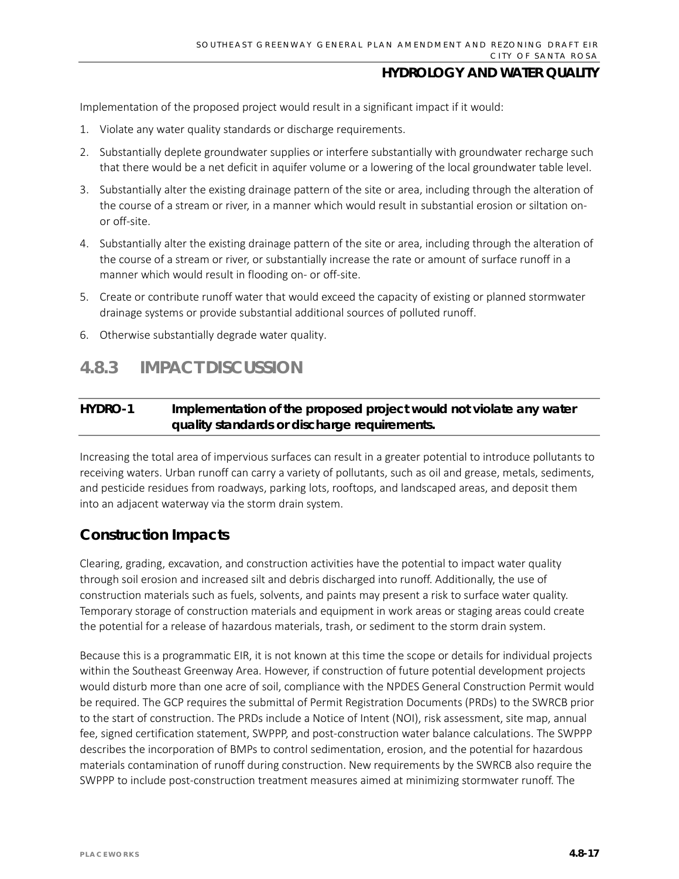Implementation of the proposed project would result in a significant impact if it would:

1. Violate any water quality standards or discharge requirements.
2. Substantially deplete groundwater supplies or interfere substantially with groundwater recharge such that there would be a net deficit in aquifer volume or a lowering of the local groundwater table level.
3. Substantially alter the existing drainage pattern of the site or area, including through the alteration of the course of a stream or river, in a manner which would result in substantial erosion or siltation on- or off-site.
4. Substantially alter the existing drainage pattern of the site or area, including through the alteration of the course of a stream or river, or substantially increase the rate or amount of surface runoff in a manner which would result in flooding on- or off-site.
5. Create or contribute runoff water that would exceed the capacity of existing or planned stormwater drainage systems or provide substantial additional sources of polluted runoff.
6. Otherwise substantially degrade water quality.

## 4.8.3 IMPACT DISCUSSION

**HYDRO-1 Implementation of the proposed project would not violate any water quality standards or discharge requirements.**

Increasing the total area of impervious surfaces can result in a greater potential to introduce pollutants to receiving waters. Urban runoff can carry a variety of pollutants, such as oil and grease, metals, sediments, and pesticide residues from roadways, parking lots, rooftops, and landscaped areas, and deposit them into an adjacent waterway via the storm drain system.

### Construction Impacts

Clearing, grading, excavation, and construction activities have the potential to impact water quality through soil erosion and increased silt and debris discharged into runoff. Additionally, the use of construction materials such as fuels, solvents, and paints may present a risk to surface water quality. Temporary storage of construction materials and equipment in work areas or staging areas could create the potential for a release of hazardous materials, trash, or sediment to the storm drain system.

Because this is a programmatic EIR, it is not known at this time the scope or details for individual projects within the Southeast Greenway Area. However, if construction of future potential development projects would disturb more than one acre of soil, compliance with the NPDES General Construction Permit would be required. The GCP requires the submittal of Permit Registration Documents (PRDs) to the SWRCB prior to the start of construction. The PRDs include a Notice of Intent (NOI), risk assessment, site map, annual fee, signed certification statement, SWPPP, and post-construction water balance calculations. The SWPPP describes the incorporation of BMPs to control sedimentation, erosion, and the potential for hazardous materials contamination of runoff during construction. New requirements by the SWRCB also require the SWPPP to include post-construction treatment measures aimed at minimizing stormwater runoff. The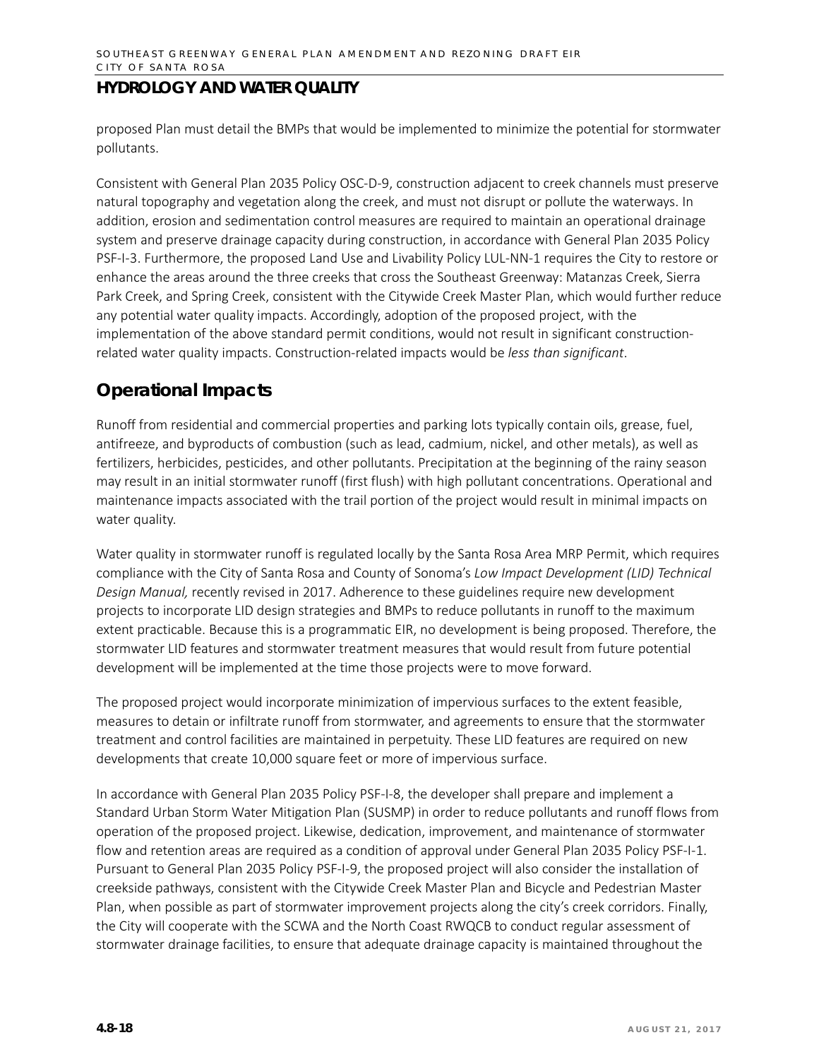proposed Plan must detail the BMPs that would be implemented to minimize the potential for stormwater pollutants.

Consistent with General Plan 2035 Policy OSC-D-9, construction adjacent to creek channels must preserve natural topography and vegetation along the creek, and must not disrupt or pollute the waterways. In addition, erosion and sedimentation control measures are required to maintain an operational drainage system and preserve drainage capacity during construction, in accordance with General Plan 2035 Policy PSF-I-3. Furthermore, the proposed Land Use and Livability Policy LUL-NN-1 requires the City to restore or enhance the areas around the three creeks that cross the Southeast Greenway: Matanzas Creek, Sierra Park Creek, and Spring Creek, consistent with the Citywide Creek Master Plan, which would further reduce any potential water quality impacts. Accordingly, adoption of the proposed project, with the implementation of the above standard permit conditions, would not result in significant construction-related water quality impacts. Construction-related impacts would be *less than significant*.

## Operational Impacts

Runoff from residential and commercial properties and parking lots typically contain oils, grease, fuel, antifreeze, and byproducts of combustion (such as lead, cadmium, nickel, and other metals), as well as fertilizers, herbicides, pesticides, and other pollutants. Precipitation at the beginning of the rainy season may result in an initial stormwater runoff (first flush) with high pollutant concentrations. Operational and maintenance impacts associated with the trail portion of the project would result in minimal impacts on water quality.

Water quality in stormwater runoff is regulated locally by the Santa Rosa Area MRP Permit, which requires compliance with the City of Santa Rosa and County of Sonoma's *Low Impact Development (LID) Technical Design Manual,* recently revised in 2017. Adherence to these guidelines require new development projects to incorporate LID design strategies and BMPs to reduce pollutants in runoff to the maximum extent practicable. Because this is a programmatic EIR, no development is being proposed. Therefore, the stormwater LID features and stormwater treatment measures that would result from future potential development will be implemented at the time those projects were to move forward.

The proposed project would incorporate minimization of impervious surfaces to the extent feasible, measures to detain or infiltrate runoff from stormwater, and agreements to ensure that the stormwater treatment and control facilities are maintained in perpetuity. These LID features are required on new developments that create 10,000 square feet or more of impervious surface.

In accordance with General Plan 2035 Policy PSF-I-8, the developer shall prepare and implement a Standard Urban Storm Water Mitigation Plan (SUSMP) in order to reduce pollutants and runoff flows from operation of the proposed project. Likewise, dedication, improvement, and maintenance of stormwater flow and retention areas are required as a condition of approval under General Plan 2035 Policy PSF-I-1. Pursuant to General Plan 2035 Policy PSF-I-9, the proposed project will also consider the installation of creekside pathways, consistent with the Citywide Creek Master Plan and Bicycle and Pedestrian Master Plan, when possible as part of stormwater improvement projects along the city's creek corridors. Finally, the City will cooperate with the SCWA and the North Coast RWQCB to conduct regular assessment of stormwater drainage facilities, to ensure that adequate drainage capacity is maintained throughout the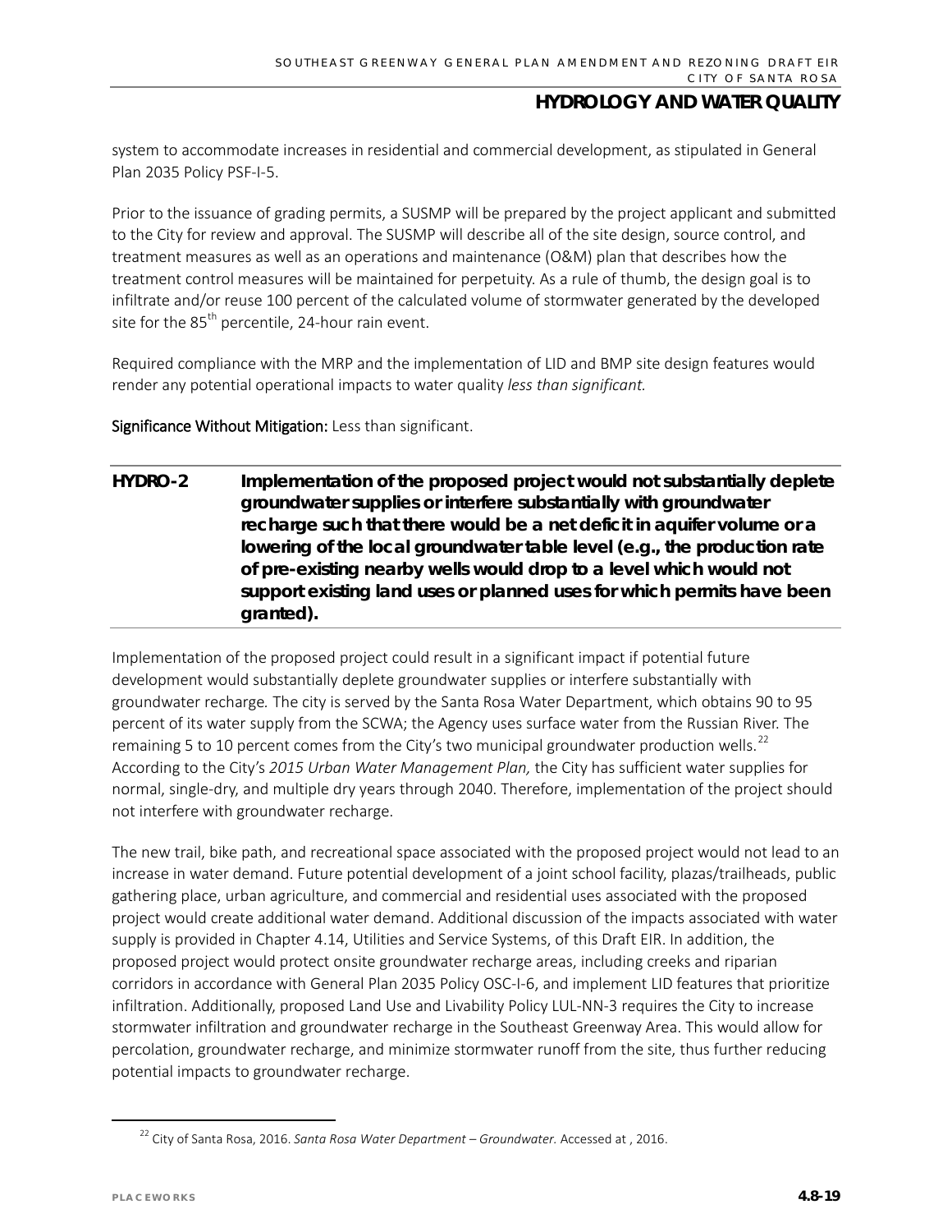system to accommodate increases in residential and commercial development, as stipulated in General Plan 2035 Policy PSF-I-5.

Prior to the issuance of grading permits, a SUSMP will be prepared by the project applicant and submitted to the City for review and approval. The SUSMP will describe all of the site design, source control, and treatment measures as well as an operations and maintenance (O&M) plan that describes how the treatment control measures will be maintained for perpetuity. As a rule of thumb, the design goal is to infiltrate and/or reuse 100 percent of the calculated volume of stormwater generated by the developed site for the 85th percentile, 24-hour rain event.

Required compliance with the MRP and the implementation of LID and BMP site design features would render any potential operational impacts to water quality *less than significant.*

**Significance Without Mitigation:** Less than significant.

**HYDRO-2 Implementation of the proposed project would not substantially deplete groundwater supplies or interfere substantially with groundwater recharge such that there would be a net deficit in aquifer volume or a lowering of the local groundwater table level (e.g., the production rate of pre-existing nearby wells would drop to a level which would not support existing land uses or planned uses for which permits have been granted).**

Implementation of the proposed project could result in a significant impact if potential future development would substantially deplete groundwater supplies or interfere substantially with groundwater recharge. The city is served by the Santa Rosa Water Department, which obtains 90 to 95 percent of its water supply from the SCWA; the Agency uses surface water from the Russian River. The remaining 5 to 10 percent comes from the City's two municipal groundwater production wells.[22] According to the City's *2015 Urban Water Management Plan,* the City has sufficient water supplies for normal, single-dry, and multiple dry years through 2040. Therefore, implementation of the project should not interfere with groundwater recharge.

The new trail, bike path, and recreational space associated with the proposed project would not lead to an increase in water demand. Future potential development of a joint school facility, plazas/trailheads, public gathering place, urban agriculture, and commercial and residential uses associated with the proposed project would create additional water demand. Additional discussion of the impacts associated with water supply is provided in Chapter 4.14, Utilities and Service Systems, of this Draft EIR. In addition, the proposed project would protect onsite groundwater recharge areas, including creeks and riparian corridors in accordance with General Plan 2035 Policy OSC-I-6, and implement LID features that prioritize infiltration. Additionally, proposed Land Use and Livability Policy LUL-NN-3 requires the City to increase stormwater infiltration and groundwater recharge in the Southeast Greenway Area. This would allow for percolation, groundwater recharge, and minimize stormwater runoff from the site, thus further reducing potential impacts to groundwater recharge.

[22] City of Santa Rosa, 2016. *Santa Rosa Water Department – Groundwater.* Accessed at , 2016.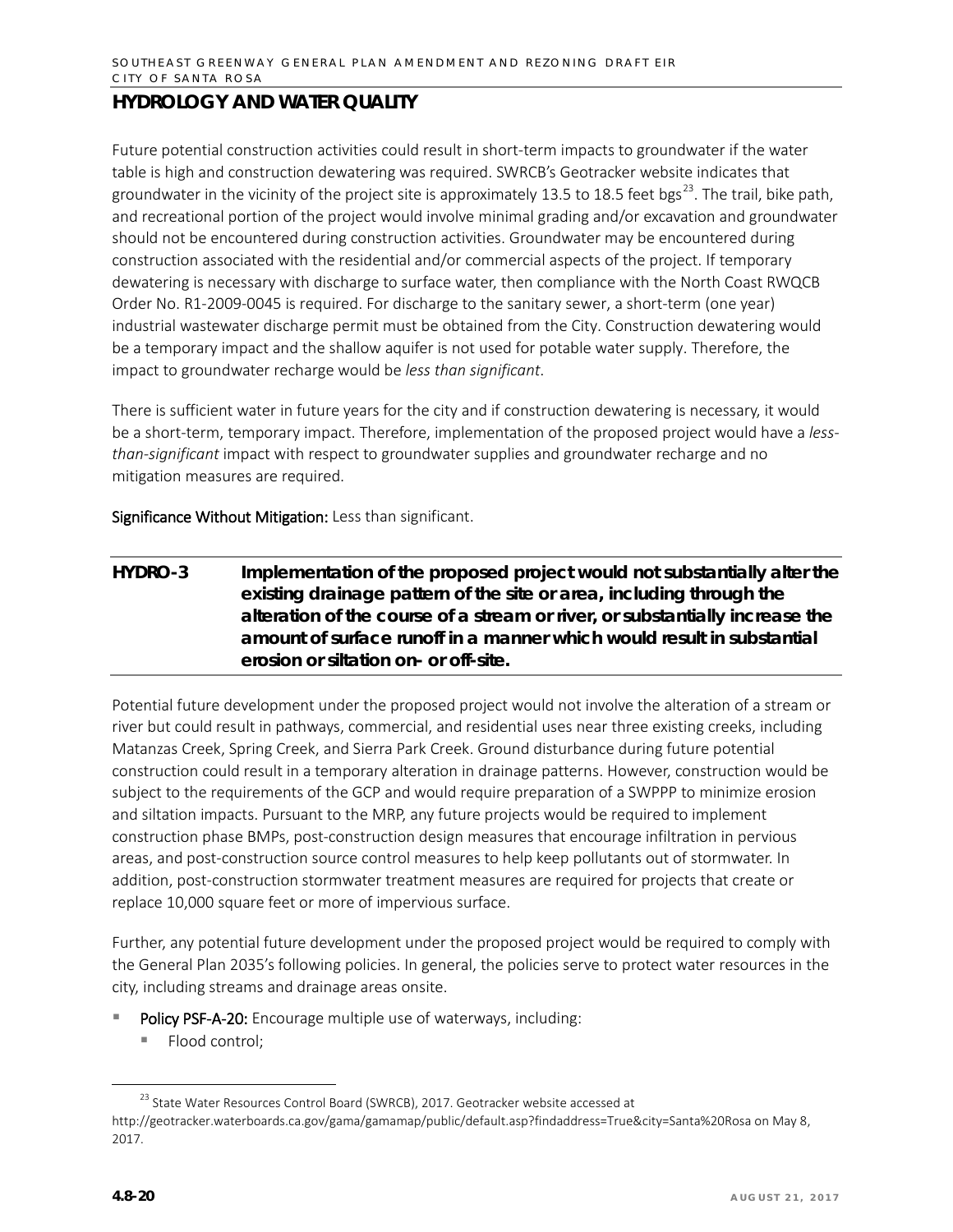Future potential construction activities could result in short-term impacts to groundwater if the water table is high and construction dewatering was required. SWRCB's Geotracker website indicates that groundwater in the vicinity of the project site is approximately 13.5 to 18.5 feet bgs[23]. The trail, bike path, and recreational portion of the project would involve minimal grading and/or excavation and groundwater should not be encountered during construction activities. Groundwater may be encountered during construction associated with the residential and/or commercial aspects of the project. If temporary dewatering is necessary with discharge to surface water, then compliance with the North Coast RWQCB Order No. R1-2009-0045 is required. For discharge to the sanitary sewer, a short-term (one year) industrial wastewater discharge permit must be obtained from the City. Construction dewatering would be a temporary impact and the shallow aquifer is not used for potable water supply. Therefore, the impact to groundwater recharge would be *less than significant*.

There is sufficient water in future years for the city and if construction dewatering is necessary, it would be a short-term, temporary impact. Therefore, implementation of the proposed project would have a *less-than-significant* impact with respect to groundwater supplies and groundwater recharge and no mitigation measures are required.

**Significance Without Mitigation:** Less than significant.

**HYDRO-3 Implementation of the proposed project would not substantially alter the existing drainage pattern of the site or area, including through the alteration of the course of a stream or river, or substantially increase the amount of surface runoff in a manner which would result in substantial erosion or siltation on- or off-site.**

Potential future development under the proposed project would not involve the alteration of a stream or river but could result in pathways, commercial, and residential uses near three existing creeks, including Matanzas Creek, Spring Creek, and Sierra Park Creek. Ground disturbance during future potential construction could result in a temporary alteration in drainage patterns. However, construction would be subject to the requirements of the GCP and would require preparation of a SWPPP to minimize erosion and siltation impacts. Pursuant to the MRP, any future projects would be required to implement construction phase BMPs, post-construction design measures that encourage infiltration in pervious areas, and post-construction source control measures to help keep pollutants out of stormwater. In addition, post-construction stormwater treatment measures are required for projects that create or replace 10,000 square feet or more of impervious surface.

Further, any potential future development under the proposed project would be required to comply with the General Plan 2035's following policies. In general, the policies serve to protect water resources in the city, including streams and drainage areas onsite.

- **Policy PSF-A-20:** Encourage multiple use of waterways, including:
  - Flood control;

[23] State Water Resources Control Board (SWRCB), 2017. Geotracker website accessed at http://geotracker.waterboards.ca.gov/gama/gamamap/public/default.asp?findaddress=True&city=Santa%20Rosa on May 8, 2017.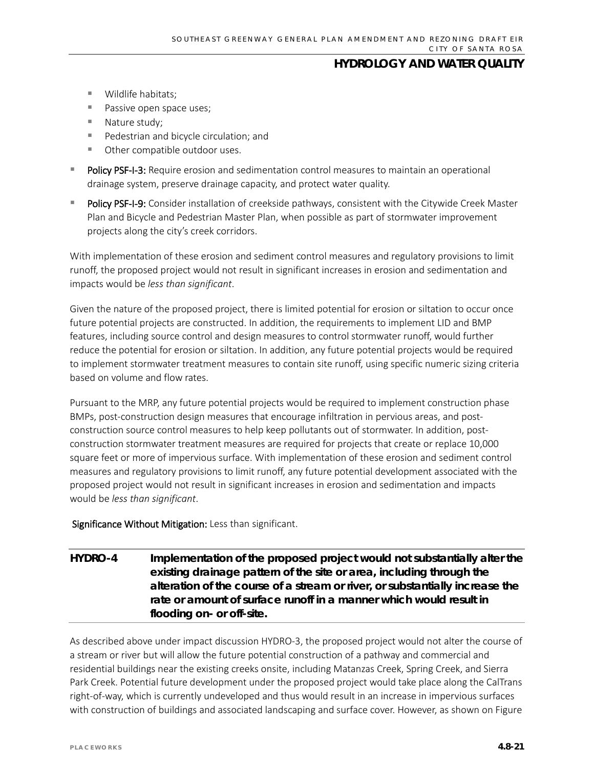- Wildlife habitats;
- Passive open space uses;
- Nature study;
- Pedestrian and bicycle circulation; and
- Other compatible outdoor uses.

- **Policy PSF-I-3:** Require erosion and sedimentation control measures to maintain an operational drainage system, preserve drainage capacity, and protect water quality.
- **Policy PSF-I-9:** Consider installation of creekside pathways, consistent with the Citywide Creek Master Plan and Bicycle and Pedestrian Master Plan, when possible as part of stormwater improvement projects along the city's creek corridors.

With implementation of these erosion and sediment control measures and regulatory provisions to limit runoff, the proposed project would not result in significant increases in erosion and sedimentation and impacts would be *less than significant*.

Given the nature of the proposed project, there is limited potential for erosion or siltation to occur once future potential projects are constructed. In addition, the requirements to implement LID and BMP features, including source control and design measures to control stormwater runoff, would further reduce the potential for erosion or siltation. In addition, any future potential projects would be required to implement stormwater treatment measures to contain site runoff, using specific numeric sizing criteria based on volume and flow rates.

Pursuant to the MRP, any future potential projects would be required to implement construction phase BMPs, post-construction design measures that encourage infiltration in pervious areas, and post-construction source control measures to help keep pollutants out of stormwater. In addition, post-construction stormwater treatment measures are required for projects that create or replace 10,000 square feet or more of impervious surface. With implementation of these erosion and sediment control measures and regulatory provisions to limit runoff, any future potential development associated with the proposed project would not result in significant increases in erosion and sedimentation and impacts would be *less than significant*.

**Significance Without Mitigation:** Less than significant.

**HYDRO-4 Implementation of the proposed project would not substantially alter the existing drainage pattern of the site or area, including through the alteration of the course of a stream or river, or substantially increase the rate or amount of surface runoff in a manner which would result in flooding on- or off-site.**

As described above under impact discussion HYDRO-3, the proposed project would not alter the course of a stream or river but will allow the future potential construction of a pathway and commercial and residential buildings near the existing creeks onsite, including Matanzas Creek, Spring Creek, and Sierra Park Creek. Potential future development under the proposed project would take place along the CalTrans right-of-way, which is currently undeveloped and thus would result in an increase in impervious surfaces with construction of buildings and associated landscaping and surface cover. However, as shown on Figure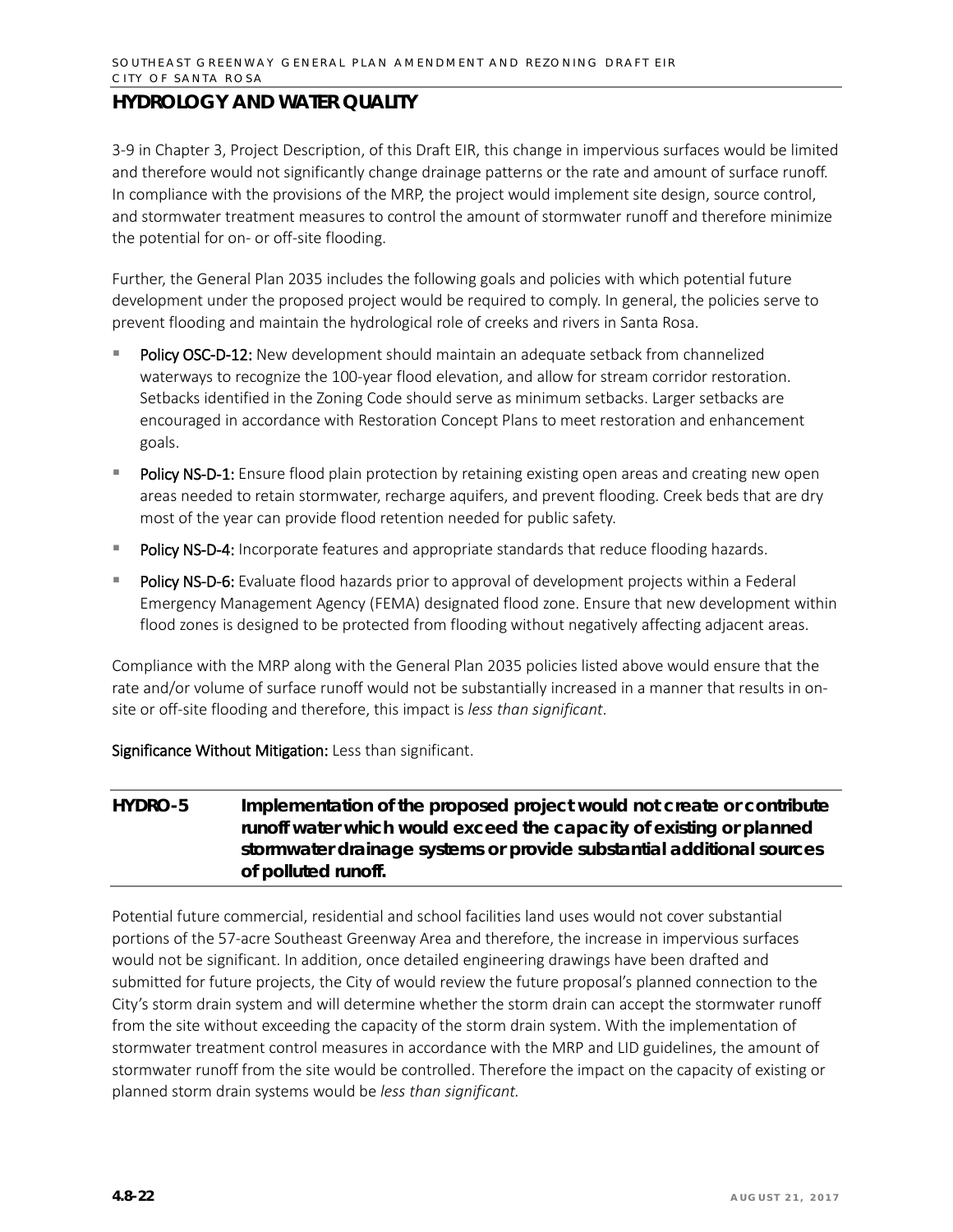## HYDROLOGY AND WATER QUALITY

3-9 in Chapter 3, Project Description, of this Draft EIR, this change in impervious surfaces would be limited and therefore would not significantly change drainage patterns or the rate and amount of surface runoff. In compliance with the provisions of the MRP, the project would implement site design, source control, and stormwater treatment measures to control the amount of stormwater runoff and therefore minimize the potential for on- or off-site flooding.

Further, the General Plan 2035 includes the following goals and policies with which potential future development under the proposed project would be required to comply. In general, the policies serve to prevent flooding and maintain the hydrological role of creeks and rivers in Santa Rosa.

- Policy OSC-D-12: New development should maintain an adequate setback from channelized waterways to recognize the 100-year flood elevation, and allow for stream corridor restoration. Setbacks identified in the Zoning Code should serve as minimum setbacks. Larger setbacks are encouraged in accordance with Restoration Concept Plans to meet restoration and enhancement goals.
- Policy NS-D-1: Ensure flood plain protection by retaining existing open areas and creating new open areas needed to retain stormwater, recharge aquifers, and prevent flooding. Creek beds that are dry most of the year can provide flood retention needed for public safety.
- Policy NS-D-4: Incorporate features and appropriate standards that reduce flooding hazards.
- Policy NS-D-6: Evaluate flood hazards prior to approval of development projects within a Federal Emergency Management Agency (FEMA) designated flood zone. Ensure that new development within flood zones is designed to be protected from flooding without negatively affecting adjacent areas.

Compliance with the MRP along with the General Plan 2035 policies listed above would ensure that the rate and/or volume of surface runoff would not be substantially increased in a manner that results in on-site or off-site flooding and therefore, this impact is *less than significant*.

Significance Without Mitigation: Less than significant.

**HYDRO-5 Implementation of the proposed project would not create or contribute runoff water which would exceed the capacity of existing or planned stormwater drainage systems or provide substantial additional sources of polluted runoff.**

Potential future commercial, residential and school facilities land uses would not cover substantial portions of the 57-acre Southeast Greenway Area and therefore, the increase in impervious surfaces would not be significant. In addition, once detailed engineering drawings have been drafted and submitted for future projects, the City of would review the future proposal's planned connection to the City's storm drain system and will determine whether the storm drain can accept the stormwater runoff from the site without exceeding the capacity of the storm drain system. With the implementation of stormwater treatment control measures in accordance with the MRP and LID guidelines, the amount of stormwater runoff from the site would be controlled. Therefore the impact on the capacity of existing or planned storm drain systems would be *less than significant.*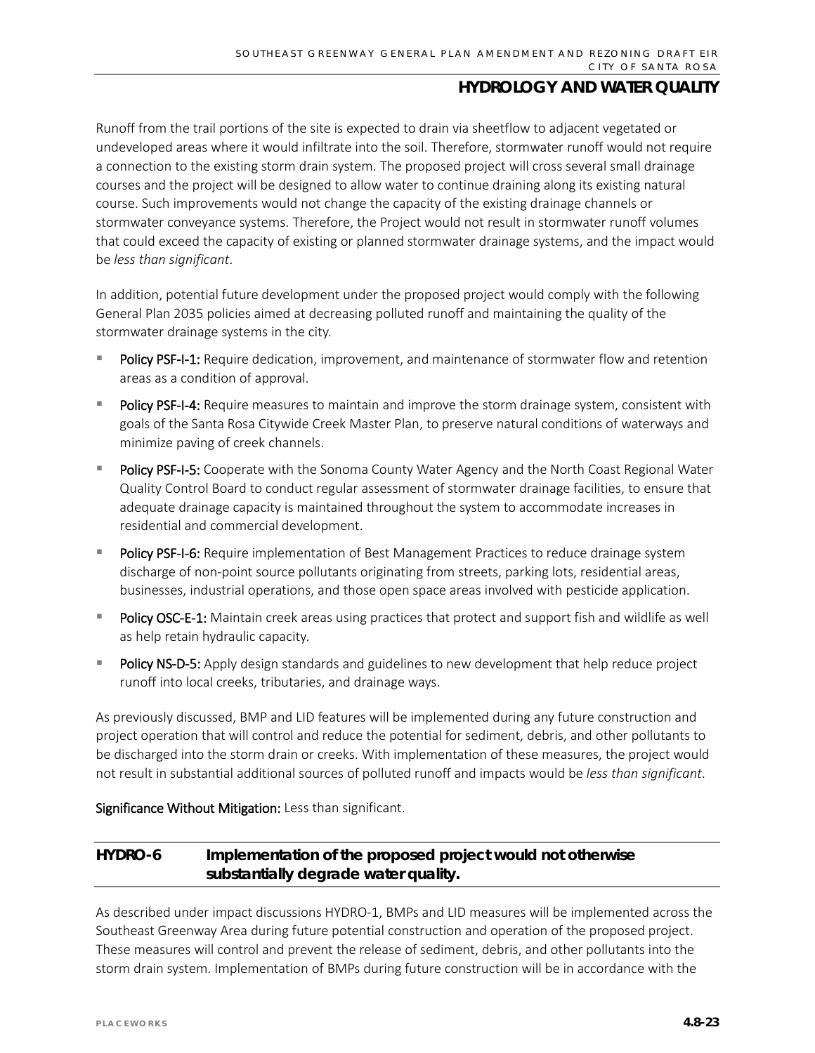Runoff from the trail portions of the site is expected to drain via sheetflow to adjacent vegetated or undeveloped areas where it would infiltrate into the soil. Therefore, stormwater runoff would not require a connection to the existing storm drain system. The proposed project will cross several small drainage courses and the project will be designed to allow water to continue draining along its existing natural course. Such improvements would not change the capacity of the existing drainage channels or stormwater conveyance systems. Therefore, the Project would not result in stormwater runoff volumes that could exceed the capacity of existing or planned stormwater drainage systems, and the impact would be *less than significant*.

In addition, potential future development under the proposed project would comply with the following General Plan 2035 policies aimed at decreasing polluted runoff and maintaining the quality of the stormwater drainage systems in the city.

- **Policy PSF-I-1:** Require dedication, improvement, and maintenance of stormwater flow and retention areas as a condition of approval.
- **Policy PSF-I-4:** Require measures to maintain and improve the storm drainage system, consistent with goals of the Santa Rosa Citywide Creek Master Plan, to preserve natural conditions of waterways and minimize paving of creek channels.
- **Policy PSF-I-5:** Cooperate with the Sonoma County Water Agency and the North Coast Regional Water Quality Control Board to conduct regular assessment of stormwater drainage facilities, to ensure that adequate drainage capacity is maintained throughout the system to accommodate increases in residential and commercial development.
- **Policy PSF-I-6:** Require implementation of Best Management Practices to reduce drainage system discharge of non-point source pollutants originating from streets, parking lots, residential areas, businesses, industrial operations, and those open space areas involved with pesticide application.
- **Policy OSC-E-1:** Maintain creek areas using practices that protect and support fish and wildlife as well as help retain hydraulic capacity.
- **Policy NS-D-5:** Apply design standards and guidelines to new development that help reduce project runoff into local creeks, tributaries, and drainage ways.

As previously discussed, BMP and LID features will be implemented during any future construction and project operation that will control and reduce the potential for sediment, debris, and other pollutants to be discharged into the storm drain or creeks. With implementation of these measures, the project would not result in substantial additional sources of polluted runoff and impacts would be *less than significant*.

**Significance Without Mitigation:** Less than significant.

### HYDRO-6 Implementation of the proposed project would not otherwise substantially degrade water quality.

As described under impact discussions HYDRO-1, BMPs and LID measures will be implemented across the Southeast Greenway Area during future potential construction and operation of the proposed project. These measures will control and prevent the release of sediment, debris, and other pollutants into the storm drain system. Implementation of BMPs during future construction will be in accordance with the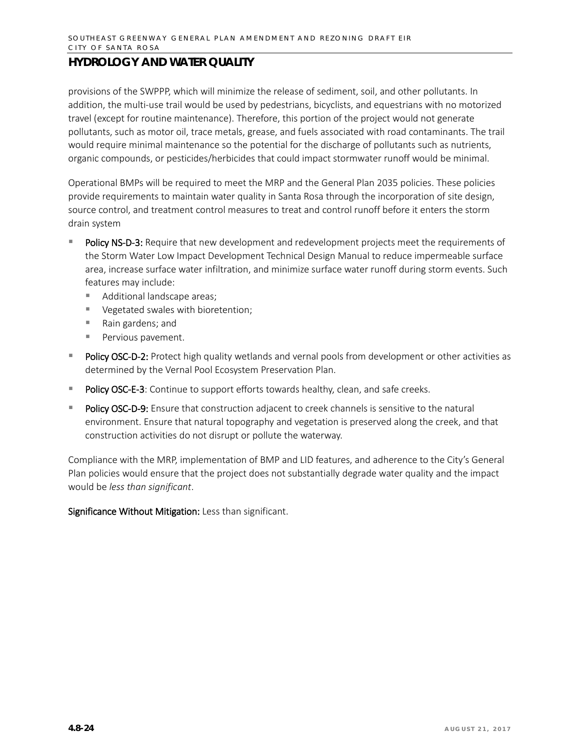provisions of the SWPPP, which will minimize the release of sediment, soil, and other pollutants. In addition, the multi-use trail would be used by pedestrians, bicyclists, and equestrians with no motorized travel (except for routine maintenance). Therefore, this portion of the project would not generate pollutants, such as motor oil, trace metals, grease, and fuels associated with road contaminants. The trail would require minimal maintenance so the potential for the discharge of pollutants such as nutrients, organic compounds, or pesticides/herbicides that could impact stormwater runoff would be minimal.

Operational BMPs will be required to meet the MRP and the General Plan 2035 policies. These policies provide requirements to maintain water quality in Santa Rosa through the incorporation of site design, source control, and treatment control measures to treat and control runoff before it enters the storm drain system

- **Policy NS-D-3:** Require that new development and redevelopment projects meet the requirements of the Storm Water Low Impact Development Technical Design Manual to reduce impermeable surface area, increase surface water infiltration, and minimize surface water runoff during storm events. Such features may include:
  - Additional landscape areas;
  - Vegetated swales with bioretention;
  - Rain gardens; and
  - Pervious pavement.
- **Policy OSC-D-2:** Protect high quality wetlands and vernal pools from development or other activities as determined by the Vernal Pool Ecosystem Preservation Plan.
- **Policy OSC-E-3**: Continue to support efforts towards healthy, clean, and safe creeks.
- **Policy OSC-D-9:** Ensure that construction adjacent to creek channels is sensitive to the natural environment. Ensure that natural topography and vegetation is preserved along the creek, and that construction activities do not disrupt or pollute the waterway.

Compliance with the MRP, implementation of BMP and LID features, and adherence to the City's General Plan policies would ensure that the project does not substantially degrade water quality and the impact would be *less than significant*.

**Significance Without Mitigation:** Less than significant.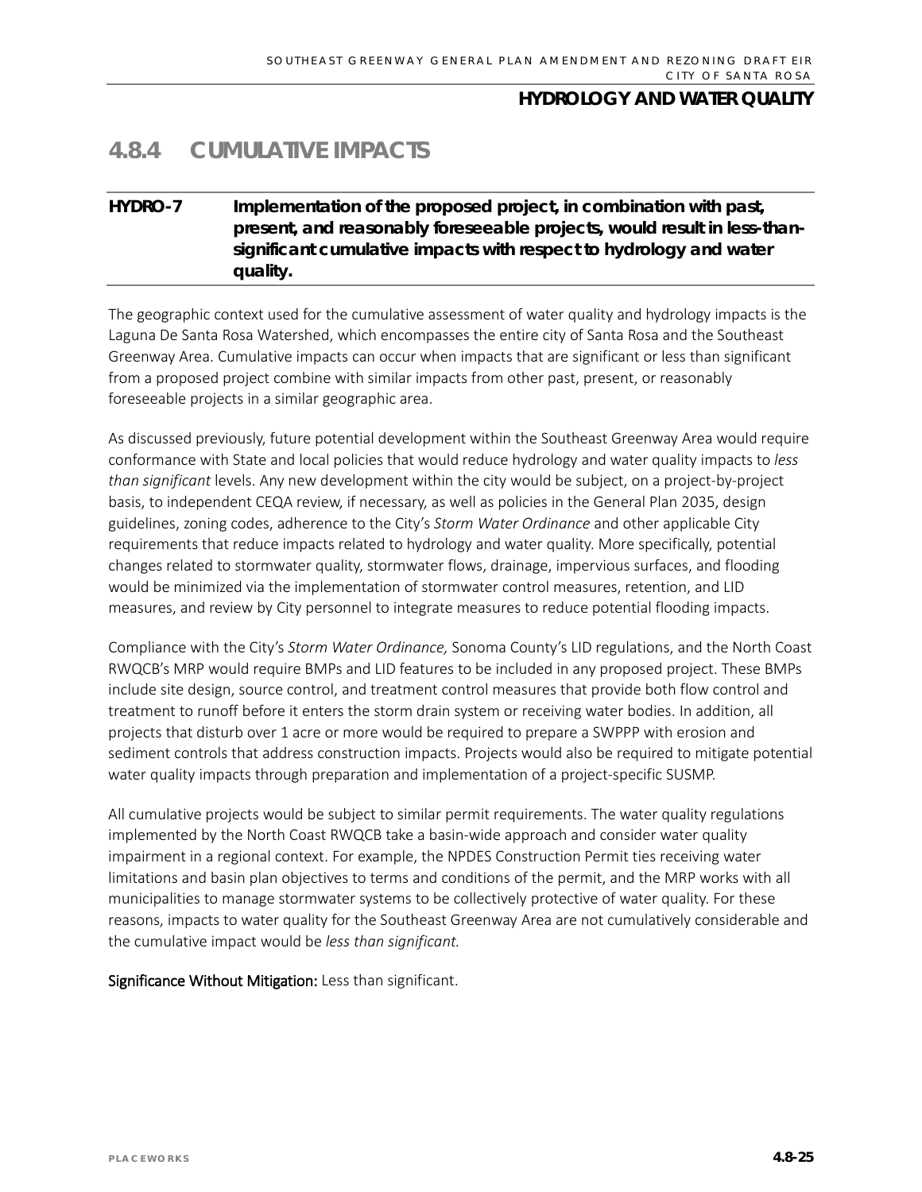## 4.8.4 CUMULATIVE IMPACTS

**HYDRO-7 Implementation of the proposed project, in combination with past, present, and reasonably foreseeable projects, would result in less-than-significant cumulative impacts with respect to hydrology and water quality.**

The geographic context used for the cumulative assessment of water quality and hydrology impacts is the Laguna De Santa Rosa Watershed, which encompasses the entire city of Santa Rosa and the Southeast Greenway Area. Cumulative impacts can occur when impacts that are significant or less than significant from a proposed project combine with similar impacts from other past, present, or reasonably foreseeable projects in a similar geographic area.

As discussed previously, future potential development within the Southeast Greenway Area would require conformance with State and local policies that would reduce hydrology and water quality impacts to *less than significant* levels. Any new development within the city would be subject, on a project-by-project basis, to independent CEQA review, if necessary, as well as policies in the General Plan 2035, design guidelines, zoning codes, adherence to the City's *Storm Water Ordinance* and other applicable City requirements that reduce impacts related to hydrology and water quality. More specifically, potential changes related to stormwater quality, stormwater flows, drainage, impervious surfaces, and flooding would be minimized via the implementation of stormwater control measures, retention, and LID measures, and review by City personnel to integrate measures to reduce potential flooding impacts.

Compliance with the City's *Storm Water Ordinance,* Sonoma County's LID regulations, and the North Coast RWQCB's MRP would require BMPs and LID features to be included in any proposed project. These BMPs include site design, source control, and treatment control measures that provide both flow control and treatment to runoff before it enters the storm drain system or receiving water bodies. In addition, all projects that disturb over 1 acre or more would be required to prepare a SWPPP with erosion and sediment controls that address construction impacts. Projects would also be required to mitigate potential water quality impacts through preparation and implementation of a project-specific SUSMP.

All cumulative projects would be subject to similar permit requirements. The water quality regulations implemented by the North Coast RWQCB take a basin-wide approach and consider water quality impairment in a regional context. For example, the NPDES Construction Permit ties receiving water limitations and basin plan objectives to terms and conditions of the permit, and the MRP works with all municipalities to manage stormwater systems to be collectively protective of water quality. For these reasons, impacts to water quality for the Southeast Greenway Area are not cumulatively considerable and the cumulative impact would be *less than significant.*

**Significance Without Mitigation:** Less than significant.